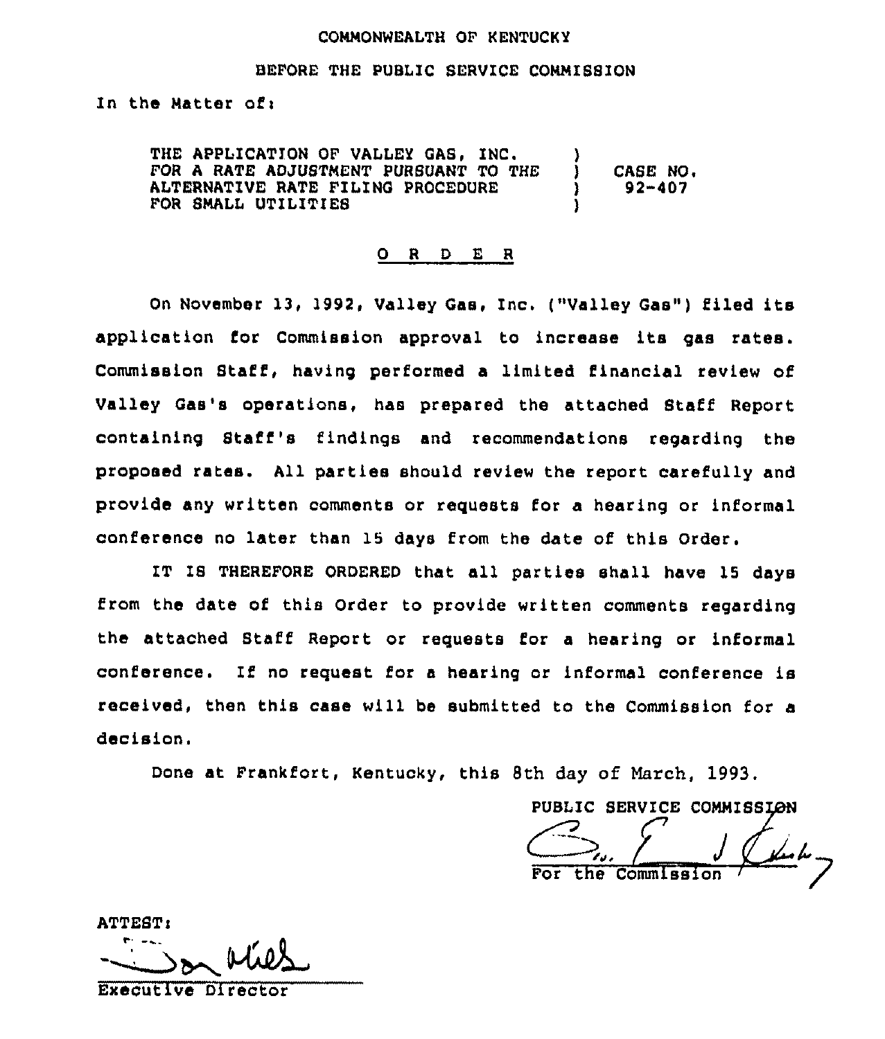COMMONWEALTH OF KENTUCKY

BEFORE THE PUBLIC SERVICE COMMISSION

In the Matter of:

| | | |
|---|---|---|
| THE APPLICATION OF VALLEY GAS, INC. FOR A RATE ADJUSTMENT PURSUANT TO THE ALTERNATIVE RATE FILING PROCEDURE FOR SMALL UTILITIES | ) ) ) ) | CASE NO. 92-407 |

## O R D E R

On November 13, 1992, Valley Gas, Inc. ("Valley Gas") filed its application for Commission approval to increase its gas rates. Commission Staff, having performed a limited financial review of Valley Gas's operations, has prepared the attached Staff Report containing Staff's findings and recommendations regarding the proposed rates. All parties should review the report carefully and provide any written comments or requests for a hearing or informal conference no later than 15 days from the date of this Order.

IT IS THEREFORE ORDERED that all parties shall have 15 days from the date of this Order to provide written comments regarding the attached Staff Report or requests for a hearing or informal conference. If no request for a hearing or informal conference is received, then this case will be submitted to the Commission for a decision.

Done at Frankfort, Kentucky, this 8th day of March, 1993.

PUBLIC SERVICE COMMISSION

For the Commission

ATTEST:

Executive Director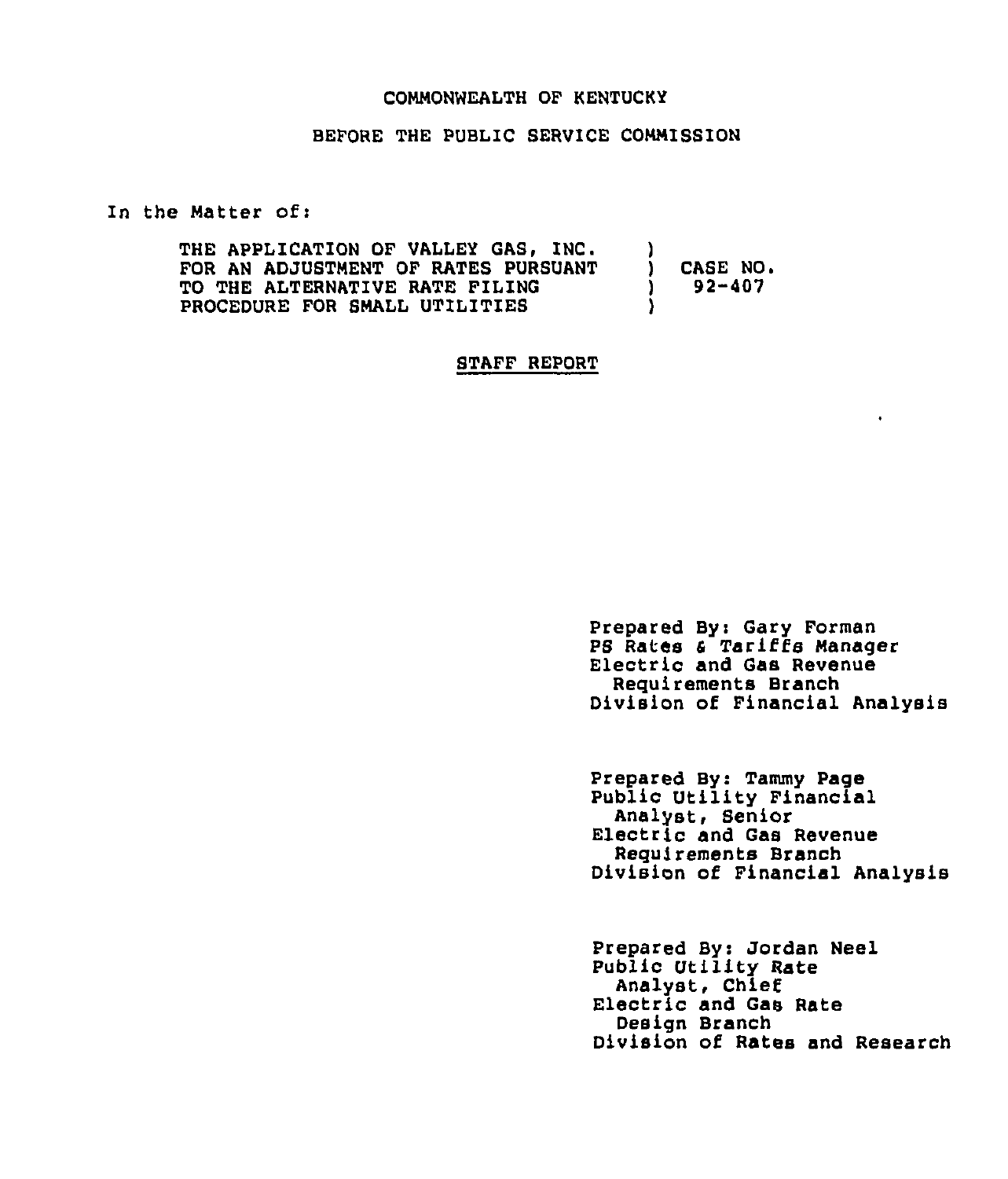COMMONWEALTH OF KENTUCKY

BEFORE THE PUBLIC SERVICE COMMISSION

In the Matter of:

| | | |
|---|---|---|
| THE APPLICATION OF VALLEY GAS, INC. FOR AN ADJUSTMENT OF RATES PURSUANT TO THE ALTERNATIVE RATE FILING PROCEDURE FOR SMALL UTILITIES | ) ) ) ) | CASE NO. 92-407 |

STAFF REPORT

Prepared By: Gary Forman
PS Rates & Tariffs Manager
Electric and Gas Revenue Requirements Branch
Division of Financial Analysis

Prepared By: Tammy Page
Public Utility Financial Analyst, Senior
Electric and Gas Revenue Requirements Branch
Division of Financial Analysis

Prepared By: Jordan Neel
Public Utility Rate Analyst, Chief
Electric and Gas Rate Design Branch
Division of Rates and Research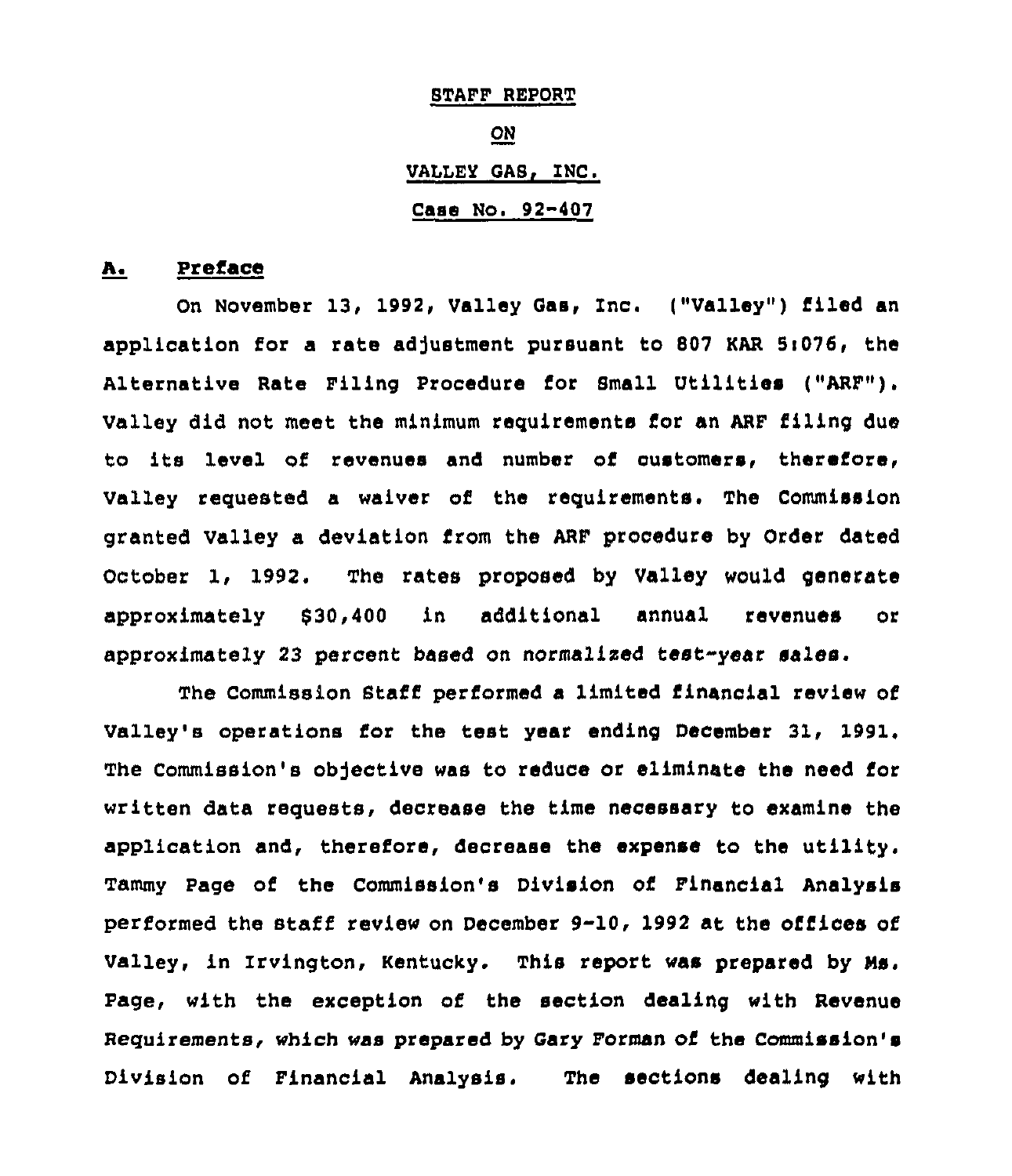STAFF REPORT

ON

VALLEY GAS, INC.

Case No. 92-407

## A. Preface

On November 13, 1992, Valley Gas, Inc. ("Valley") filed an application for a rate adjustment pursuant to 807 KAR 5:076, the Alternative Rate Filing Procedure for Small Utilities ("ARF"). Valley did not meet the minimum requirements for an ARF filing due to its level of revenues and number of customers, therefore, Valley requested a waiver of the requirements. The Commission granted Valley a deviation from the ARF procedure by Order dated October 1, 1992. The rates proposed by Valley would generate approximately $30,400 in additional annual revenues or approximately 23 percent based on normalized test-year sales.

The Commission Staff performed a limited financial review of Valley's operations for the test year ending December 31, 1991. The Commission's objective was to reduce or eliminate the need for written data requests, decrease the time necessary to examine the application and, therefore, decrease the expense to the utility. Tammy Page of the Commission's Division of Financial Analysis performed the staff review on December 9-10, 1992 at the offices of Valley, in Irvington, Kentucky. This report was prepared by Ms. Page, with the exception of the section dealing with Revenue Requirements, which was prepared by Gary Forman of the Commission's Division of Financial Analysis. The sections dealing with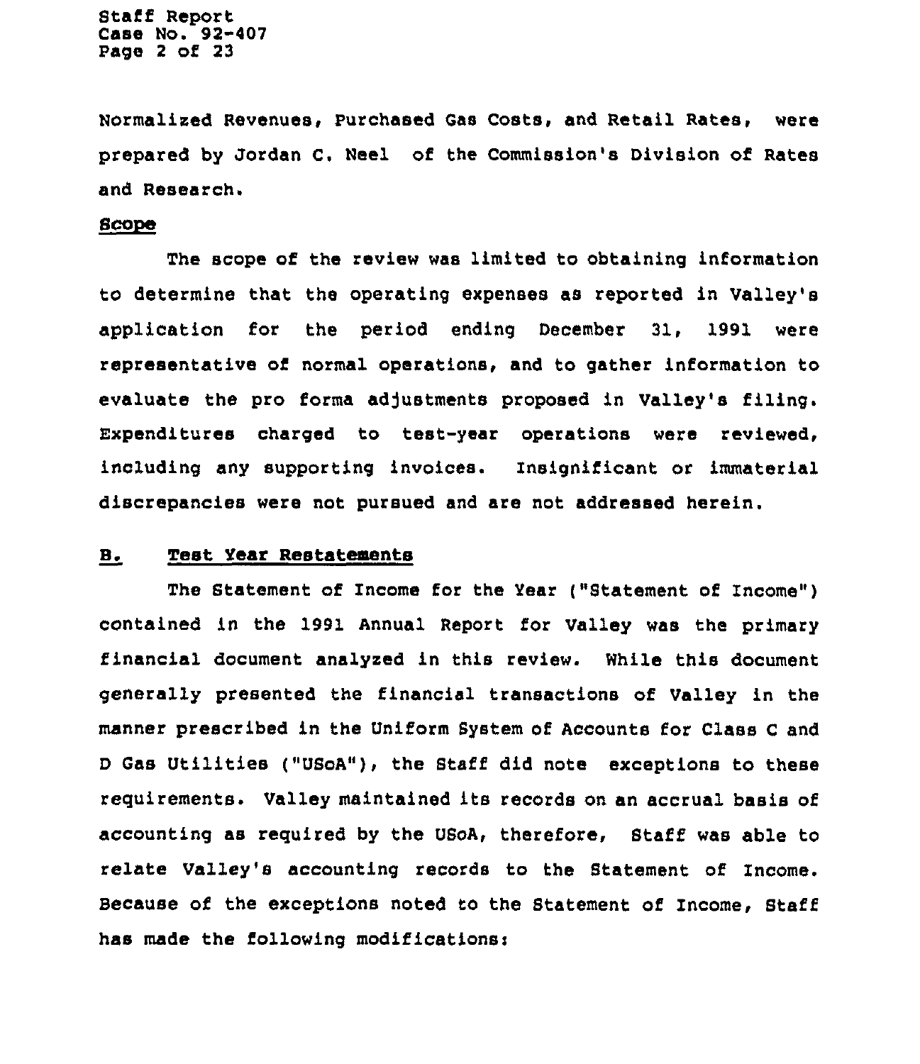Normalized Revenues, Purchased Gas Costs, and Retail Rates, were prepared by Jordan C. Neel of the Commission's Division of Rates and Research.

**Scope**

The scope of the review was limited to obtaining information to determine that the operating expenses as reported in Valley's application for the period ending December 31, 1991 were representative of normal operations, and to gather information to evaluate the pro forma adjustments proposed in Valley's filing. Expenditures charged to test-year operations were reviewed, including any supporting invoices. Insignificant or immaterial discrepancies were not pursued and are not addressed herein.

## B. Test Year Restatements

The Statement of Income for the Year ("Statement of Income") contained in the 1991 Annual Report for Valley was the primary financial document analyzed in this review. While this document generally presented the financial transactions of Valley in the manner prescribed in the Uniform System of Accounts for Class C and D Gas Utilities ("USoA"), the Staff did note exceptions to these requirements. Valley maintained its records on an accrual basis of accounting as required by the USoA, therefore, Staff was able to relate Valley's accounting records to the Statement of Income. Because of the exceptions noted to the Statement of Income, Staff has made the following modifications: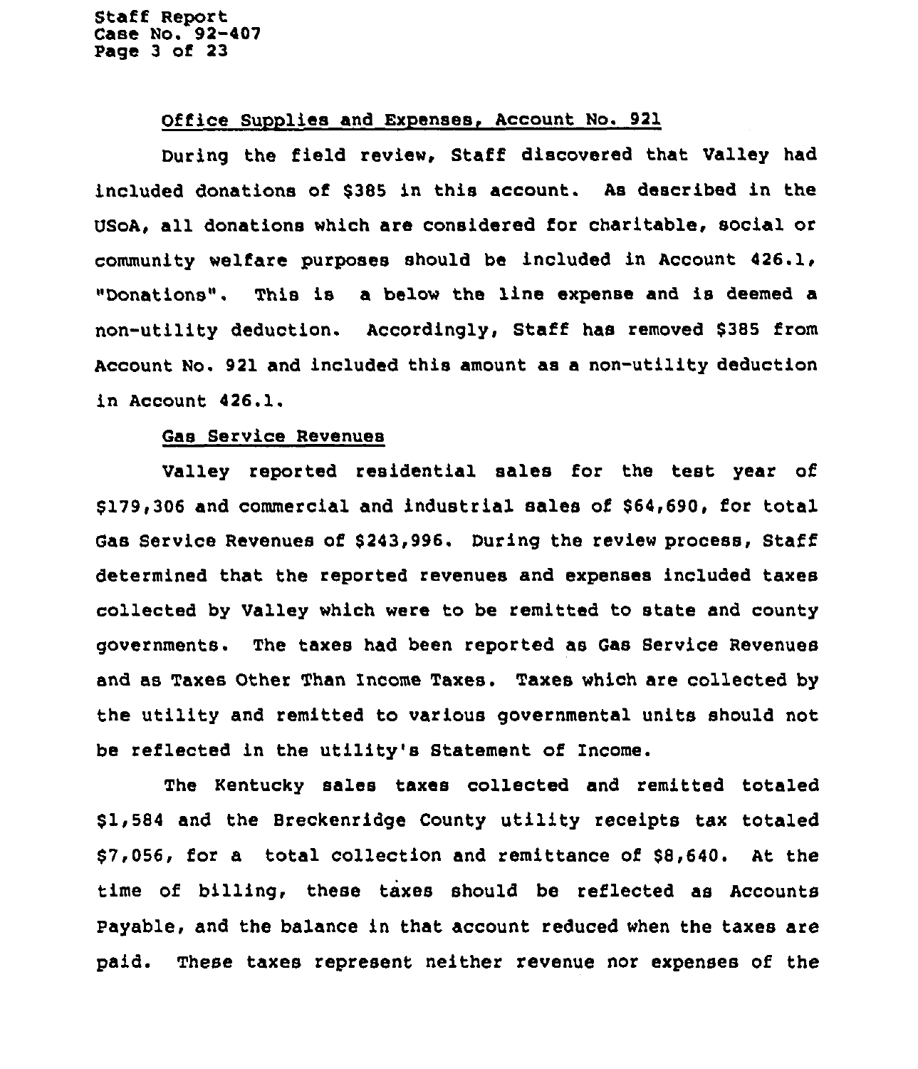Office Supplies and Expenses, Account No. 921

During the field review, Staff discovered that Valley had included donations of $385 in this account. As described in the USoA, all donations which are considered for charitable, social or community welfare purposes should be included in Account 426.1, "Donations". This is a below the line expense and is deemed a non-utility deduction. Accordingly, Staff has removed $385 from Account No. 921 and included this amount as a non-utility deduction in Account 426.1.

Gas Service Revenues

Valley reported residential sales for the test year of $179,306 and commercial and industrial sales of $64,690, for total Gas Service Revenues of $243,996. During the review process, Staff determined that the reported revenues and expenses included taxes collected by Valley which were to be remitted to state and county governments. The taxes had been reported as Gas Service Revenues and as Taxes Other Than Income Taxes. Taxes which are collected by the utility and remitted to various governmental units should not be reflected in the utility's Statement of Income.

The Kentucky sales taxes collected and remitted totaled $1,584 and the Breckenridge County utility receipts tax totaled $7,056, for a total collection and remittance of $8,640. At the time of billing, these taxes should be reflected as Accounts Payable, and the balance in that account reduced when the taxes are paid. These taxes represent neither revenue nor expenses of the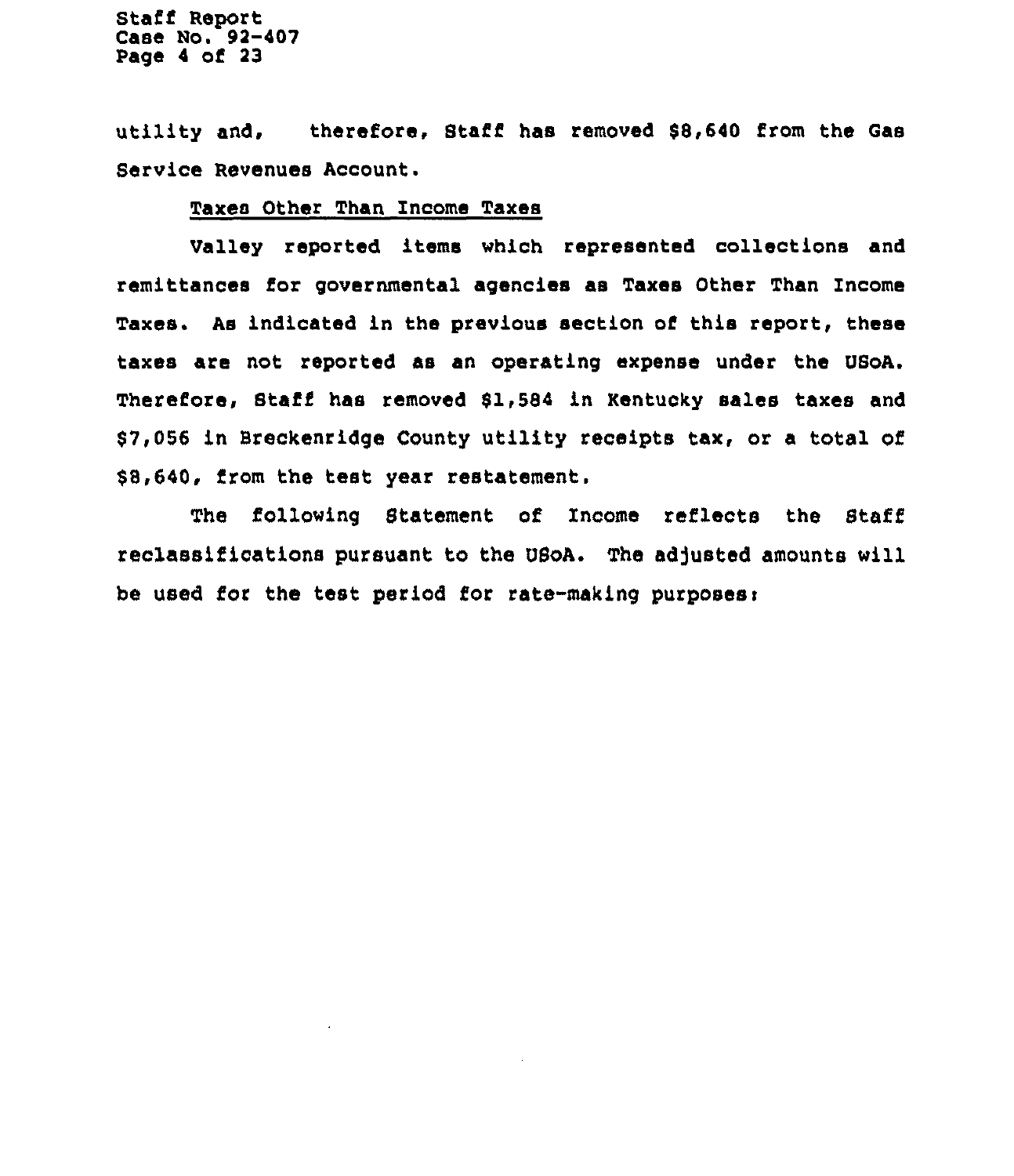utility and, therefore, Staff has removed $8,640 from the Gas Service Revenues Account.

Taxes Other Than Income Taxes

Valley reported items which represented collections and remittances for governmental agencies as Taxes Other Than Income Taxes. As indicated in the previous section of this report, these taxes are not reported as an operating expense under the USoA. Therefore, Staff has removed $1,584 in Kentucky sales taxes and $7,056 in Breckenridge County utility receipts tax, or a total of $8,640, from the test year restatement.

The following Statement of Income reflects the Staff reclassifications pursuant to the USoA. The adjusted amounts will be used for the test period for rate-making purposes: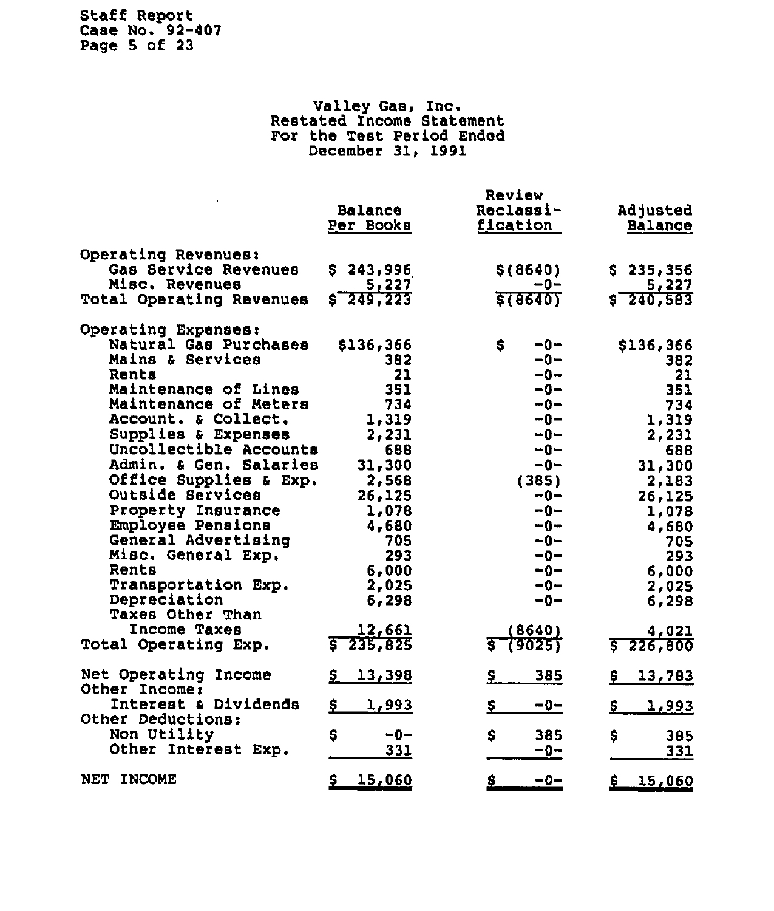Valley Gas, Inc.
Restated Income Statement
For the Test Period Ended
December 31, 1991

| | Balance Per Books | Review Reclassi-fication | Adjusted Balance |
|---|---|---|---|
| **Operating Revenues:** | | | |
| Gas Service Revenues | $ 243,996 | $(8640) | $ 235,356 |
| Misc. Revenues | 5,227 | -0- | 5,227 |
| Total Operating Revenues | $ 249,223 | $(8640) | $ 240,583 |
| **Operating Expenses:** | | | |
| Natural Gas Purchases | $136,366 | $ -0- | $136,366 |
| Mains & Services | 382 | -0- | 382 |
| Rents | 21 | -0- | 21 |
| Maintenance of Lines | 351 | -0- | 351 |
| Maintenance of Meters | 734 | -0- | 734 |
| Account. & Collect. | 1,319 | -0- | 1,319 |
| Supplies & Expenses | 2,231 | -0- | 2,231 |
| Uncollectible Accounts | 688 | -0- | 688 |
| Admin. & Gen. Salaries | 31,300 | -0- | 31,300 |
| Office Supplies & Exp. | 2,568 | (385) | 2,183 |
| Outside Services | 26,125 | -0- | 26,125 |
| Property Insurance | 1,078 | -0- | 1,078 |
| Employee Pensions | 4,680 | -0- | 4,680 |
| General Advertising | 705 | -0- | 705 |
| Misc. General Exp. | 293 | -0- | 293 |
| Rents | 6,000 | -0- | 6,000 |
| Transportation Exp. | 2,025 | -0- | 2,025 |
| Depreciation | 6,298 | -0- | 6,298 |
| Taxes Other Than Income Taxes | 12,661 | (8640) | 4,021 |
| Total Operating Exp. | $ 235,825 | $ (9025) | $ 226,800 |
| Net Operating Income | $ 13,398 | $ 385 | $ 13,783 |
| **Other Income:** | | | |
| Interest & Dividends | $ 1,993 | $ -0- | $ 1,993 |
| **Other Deductions:** | | | |
| Non Utility | $ -0- | $ 385 | $ 385 |
| Other Interest Exp. | 331 | -0- | 331 |
| NET INCOME | $ 15,060 | $ -0- | $ 15,060 |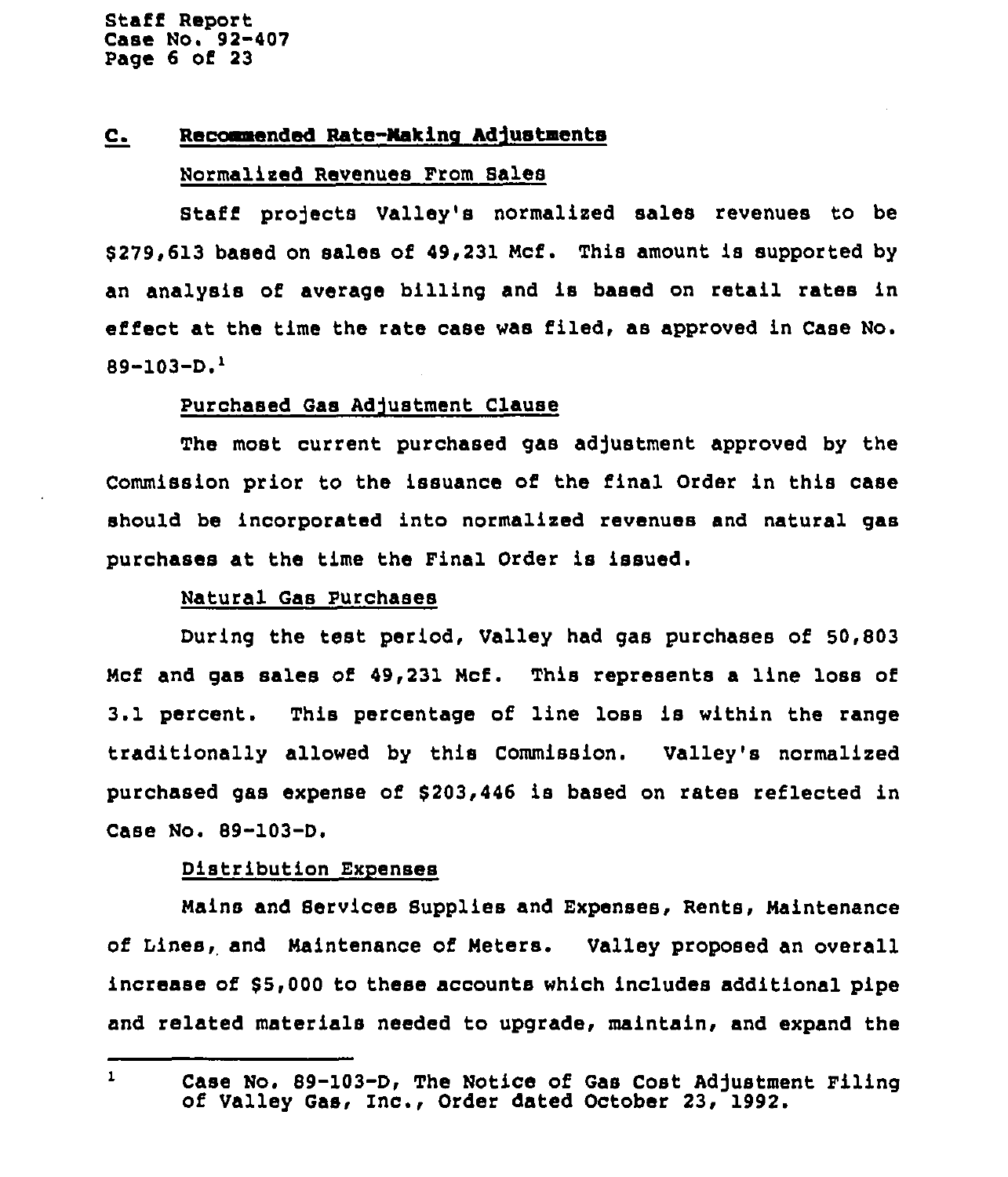## C. Recommended Rate-Making Adjustments

Normalized Revenues From Sales

Staff projects Valley's normalized sales revenues to be $279,613 based on sales of 49,231 Mcf. This amount is supported by an analysis of average billing and is based on retail rates in effect at the time the rate case was filed, as approved in Case No. 89-103-D.[1]

Purchased Gas Adjustment Clause

The most current purchased gas adjustment approved by the Commission prior to the issuance of the final Order in this case should be incorporated into normalized revenues and natural gas purchases at the time the Final Order is issued.

Natural Gas Purchases

During the test period, Valley had gas purchases of 50,803 Mcf and gas sales of 49,231 Mcf. This represents a line loss of 3.1 percent. This percentage of line loss is within the range traditionally allowed by this Commission. Valley's normalized purchased gas expense of $203,446 is based on rates reflected in Case No. 89-103-D.

Distribution Expenses

Mains and Services Supplies and Expenses, Rents, Maintenance of Lines, and Maintenance of Meters. Valley proposed an overall increase of $5,000 to these accounts which includes additional pipe and related materials needed to upgrade, maintain, and expand the

---

[1] Case No. 89-103-D, The Notice of Gas Cost Adjustment Filing of Valley Gas, Inc., Order dated October 23, 1992.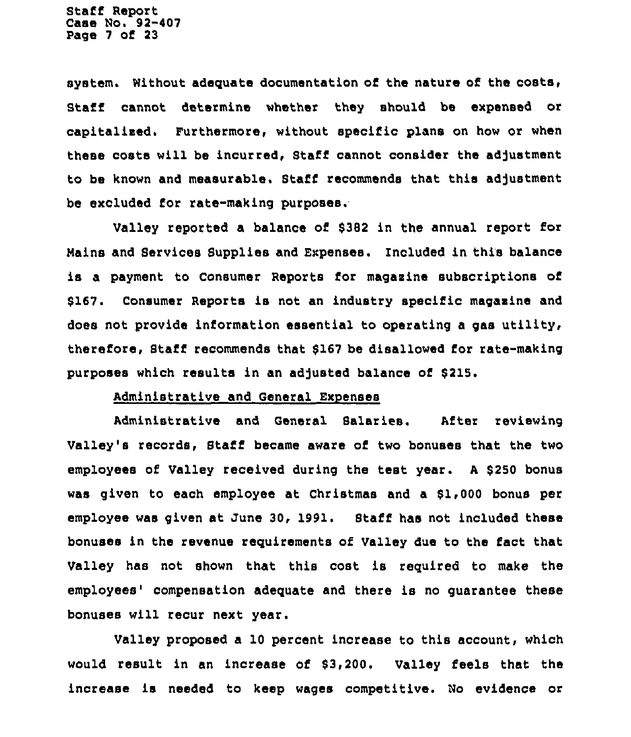system. Without adequate documentation of the nature of the costs, Staff cannot determine whether they should be expensed or capitalized. Furthermore, without specific plans on how or when these costs will be incurred, Staff cannot consider the adjustment to be known and measurable. Staff recommends that this adjustment be excluded for rate-making purposes.

Valley reported a balance of $382 in the annual report for Mains and Services Supplies and Expenses. Included in this balance is a payment to Consumer Reports for magazine subscriptions of $167. Consumer Reports is not an industry specific magazine and does not provide information essential to operating a gas utility, therefore, Staff recommends that $167 be disallowed for rate-making purposes which results in an adjusted balance of $215.

<u>Administrative and General Expenses</u>

Administrative and General Salaries. After reviewing Valley's records, Staff became aware of two bonuses that the two employees of Valley received during the test year. A $250 bonus was given to each employee at Christmas and a $1,000 bonus per employee was given at June 30, 1991. Staff has not included these bonuses in the revenue requirements of Valley due to the fact that Valley has not shown that this cost is required to make the employees' compensation adequate and there is no guarantee these bonuses will recur next year.

Valley proposed a 10 percent increase to this account, which would result in an increase of $3,200. Valley feels that the increase is needed to keep wages competitive. No evidence or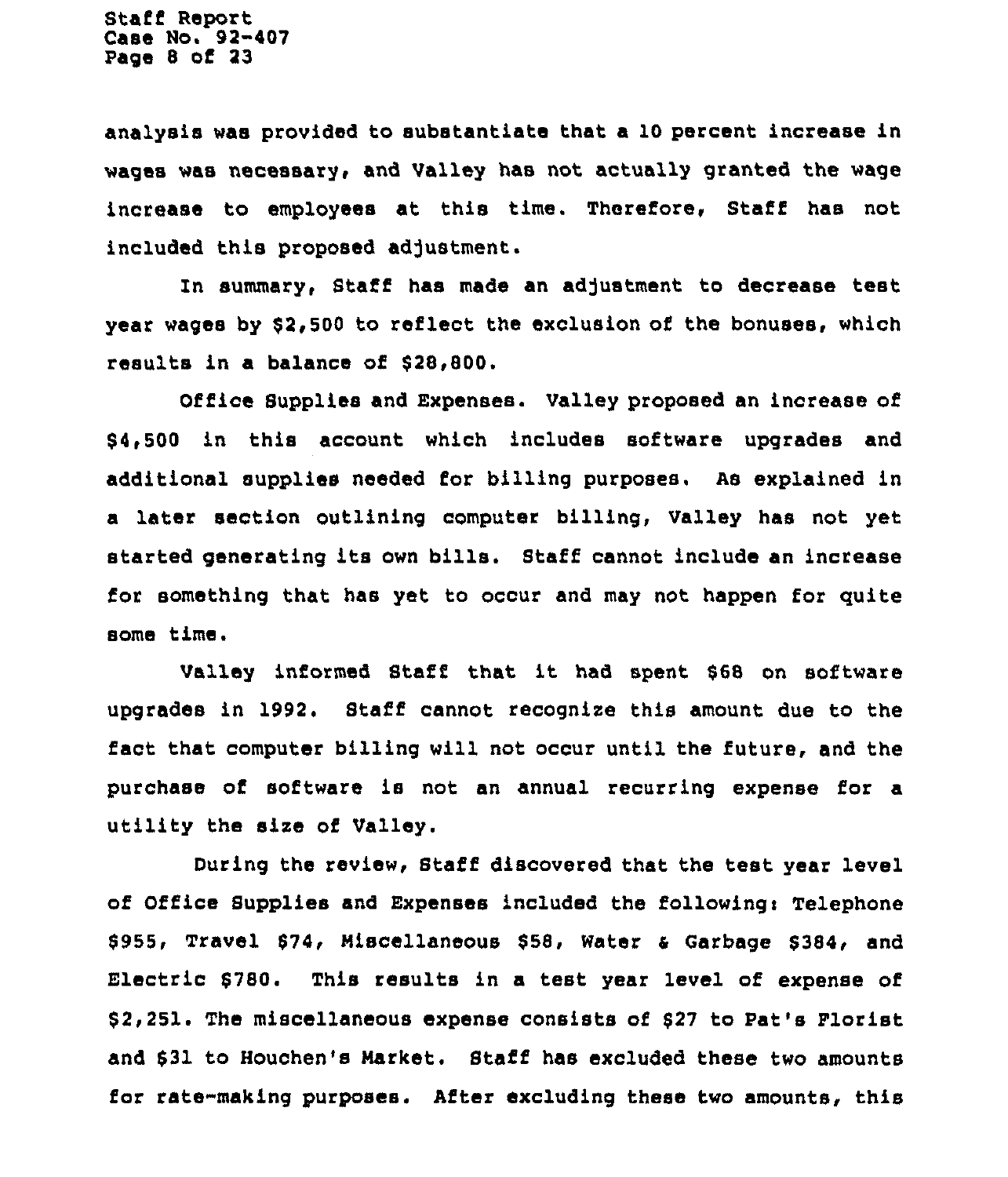analysis was provided to substantiate that a 10 percent increase in wages was necessary, and Valley has not actually granted the wage increase to employees at this time. Therefore, Staff has not included this proposed adjustment.

In summary, Staff has made an adjustment to decrease test year wages by $2,500 to reflect the exclusion of the bonuses, which results in a balance of $28,800.

Office Supplies and Expenses. Valley proposed an increase of $4,500 in this account which includes software upgrades and additional supplies needed for billing purposes. As explained in a later section outlining computer billing, Valley has not yet started generating its own bills. Staff cannot include an increase for something that has yet to occur and may not happen for quite some time.

Valley informed Staff that it had spent $68 on software upgrades in 1992. Staff cannot recognize this amount due to the fact that computer billing will not occur until the future, and the purchase of software is not an annual recurring expense for a utility the size of Valley.

During the review, Staff discovered that the test year level of Office Supplies and Expenses included the following: Telephone $955, Travel $74, Miscellaneous $58, Water & Garbage $384, and Electric $780. This results in a test year level of expense of $2,251. The miscellaneous expense consists of $27 to Pat's Florist and $31 to Houchen's Market. Staff has excluded these two amounts for rate-making purposes. After excluding these two amounts, this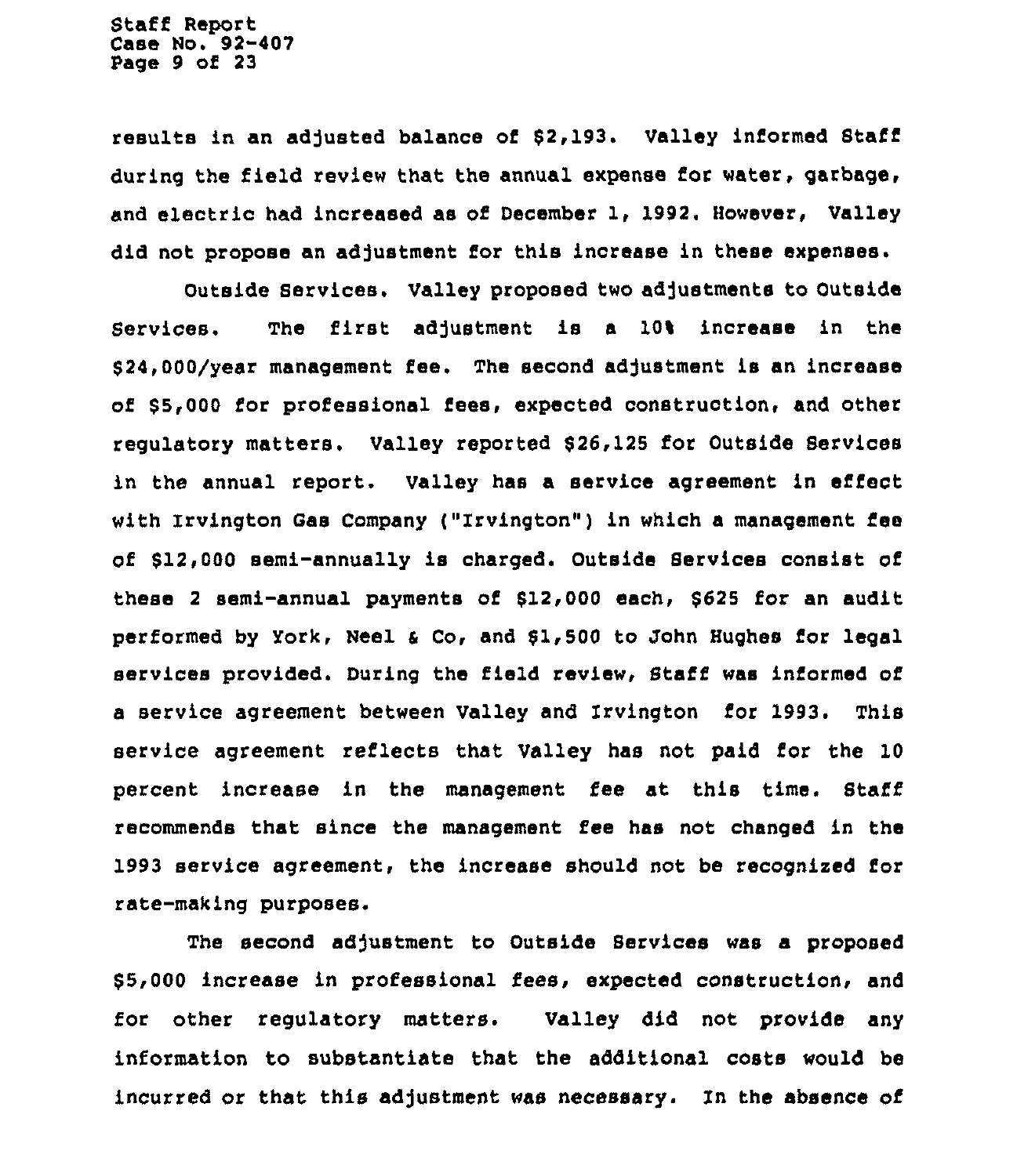results in an adjusted balance of $2,193. Valley informed Staff during the field review that the annual expense for water, garbage, and electric had increased as of December 1, 1992. However, Valley did not propose an adjustment for this increase in these expenses.

Outside Services. Valley proposed two adjustments to Outside Services. The first adjustment is a 10% increase in the $24,000/year management fee. The second adjustment is an increase of $5,000 for professional fees, expected construction, and other regulatory matters. Valley reported $26,125 for Outside Services in the annual report. Valley has a service agreement in effect with Irvington Gas Company ("Irvington") in which a management fee of $12,000 semi-annually is charged. Outside Services consist of these 2 semi-annual payments of $12,000 each, $625 for an audit performed by York, Neel & Co, and $1,500 to John Hughes for legal services provided. During the field review, Staff was informed of a service agreement between Valley and Irvington for 1993. This service agreement reflects that Valley has not paid for the 10 percent increase in the management fee at this time. Staff recommends that since the management fee has not changed in the 1993 service agreement, the increase should not be recognized for rate-making purposes.

The second adjustment to Outside Services was a proposed $5,000 increase in professional fees, expected construction, and for other regulatory matters. Valley did not provide any information to substantiate that the additional costs would be incurred or that this adjustment was necessary. In the absence of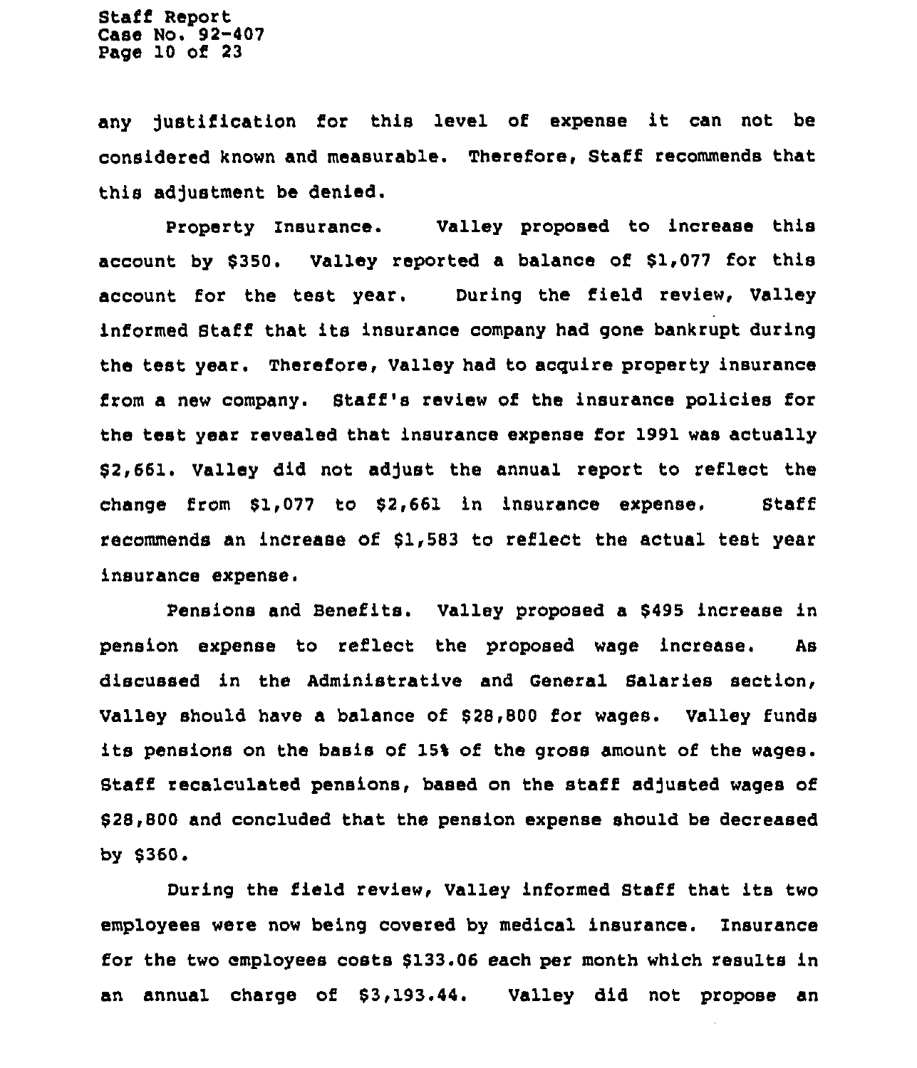any justification for this level of expense it can not be considered known and measurable. Therefore, Staff recommends that this adjustment be denied.

Property Insurance. Valley proposed to increase this account by $350. Valley reported a balance of $1,077 for this account for the test year. During the field review, Valley informed Staff that its insurance company had gone bankrupt during the test year. Therefore, Valley had to acquire property insurance from a new company. Staff's review of the insurance policies for the test year revealed that insurance expense for 1991 was actually $2,661. Valley did not adjust the annual report to reflect the change from $1,077 to $2,661 in insurance expense. Staff recommends an increase of $1,583 to reflect the actual test year insurance expense.

Pensions and Benefits. Valley proposed a $495 increase in pension expense to reflect the proposed wage increase. As discussed in the Administrative and General Salaries section, Valley should have a balance of $28,800 for wages. Valley funds its pensions on the basis of 15% of the gross amount of the wages. Staff recalculated pensions, based on the staff adjusted wages of $28,800 and concluded that the pension expense should be decreased by $360.

During the field review, Valley informed Staff that its two employees were now being covered by medical insurance. Insurance for the two employees costs $133.06 each per month which results in an annual charge of $3,193.44. Valley did not propose an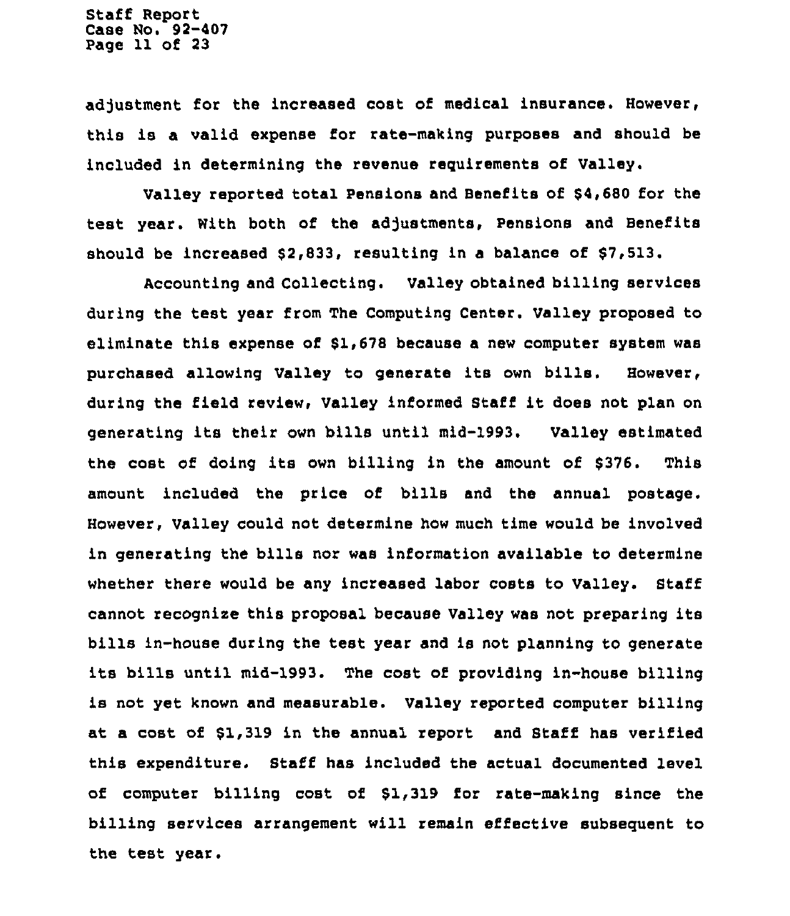adjustment for the increased cost of medical insurance. However, this is a valid expense for rate-making purposes and should be included in determining the revenue requirements of Valley.

Valley reported total Pensions and Benefits of $4,680 for the test year. With both of the adjustments, Pensions and Benefits should be increased $2,833, resulting in a balance of $7,513.

Accounting and Collecting. Valley obtained billing services during the test year from The Computing Center. Valley proposed to eliminate this expense of $1,678 because a new computer system was purchased allowing Valley to generate its own bills. However, during the field review, Valley informed Staff it does not plan on generating its their own bills until mid-1993. Valley estimated the cost of doing its own billing in the amount of $376. This amount included the price of bills and the annual postage. However, Valley could not determine how much time would be involved in generating the bills nor was information available to determine whether there would be any increased labor costs to Valley. Staff cannot recognize this proposal because Valley was not preparing its bills in-house during the test year and is not planning to generate its bills until mid-1993. The cost of providing in-house billing is not yet known and measurable. Valley reported computer billing at a cost of $1,319 in the annual report and Staff has verified this expenditure. Staff has included the actual documented level of computer billing cost of $1,319 for rate-making since the billing services arrangement will remain effective subsequent to the test year.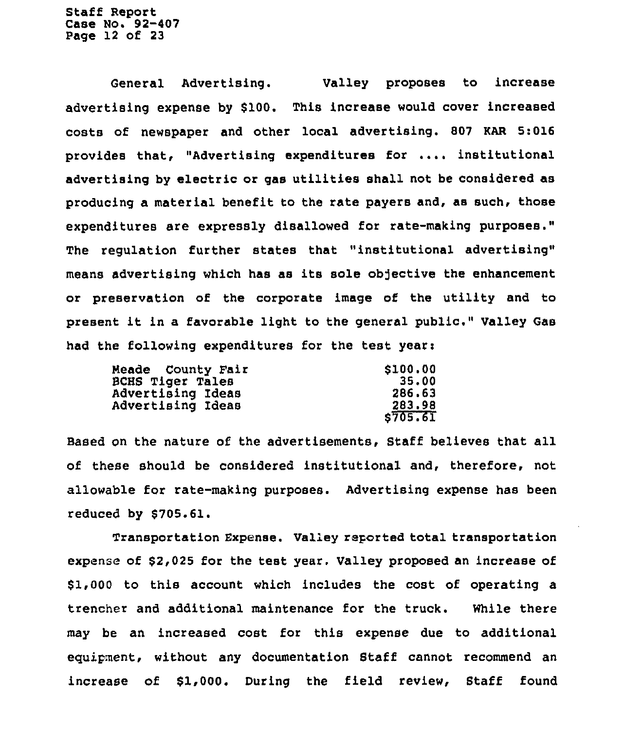General Advertising. Valley proposes to increase advertising expense by $100. This increase would cover increased costs of newspaper and other local advertising. 807 KAR 5:016 provides that, "Advertising expenditures for .... institutional advertising by electric or gas utilities shall not be considered as producing a material benefit to the rate payers and, as such, those expenditures are expressly disallowed for rate-making purposes." The regulation further states that "institutional advertising" means advertising which has as its sole objective the enhancement or preservation of the corporate image of the utility and to present it in a favorable light to the general public." Valley Gas had the following expenditures for the test year:

| | |
|---|---|
| Meade County Fair | $100.00 |
| BCHS Tiger Tales | 35.00 |
| Advertising Ideas | 286.63 |
| Advertising Ideas | 283.98 |
| | $705.61 |

Based on the nature of the advertisements, Staff believes that all of these should be considered institutional and, therefore, not allowable for rate-making purposes. Advertising expense has been reduced by $705.61.

Transportation Expense. Valley reported total transportation expense of $2,025 for the test year. Valley proposed an increase of $1,000 to this account which includes the cost of operating a trencher and additional maintenance for the truck. While there may be an increased cost for this expense due to additional equipment, without any documentation Staff cannot recommend an increase of $1,000. During the field review, Staff found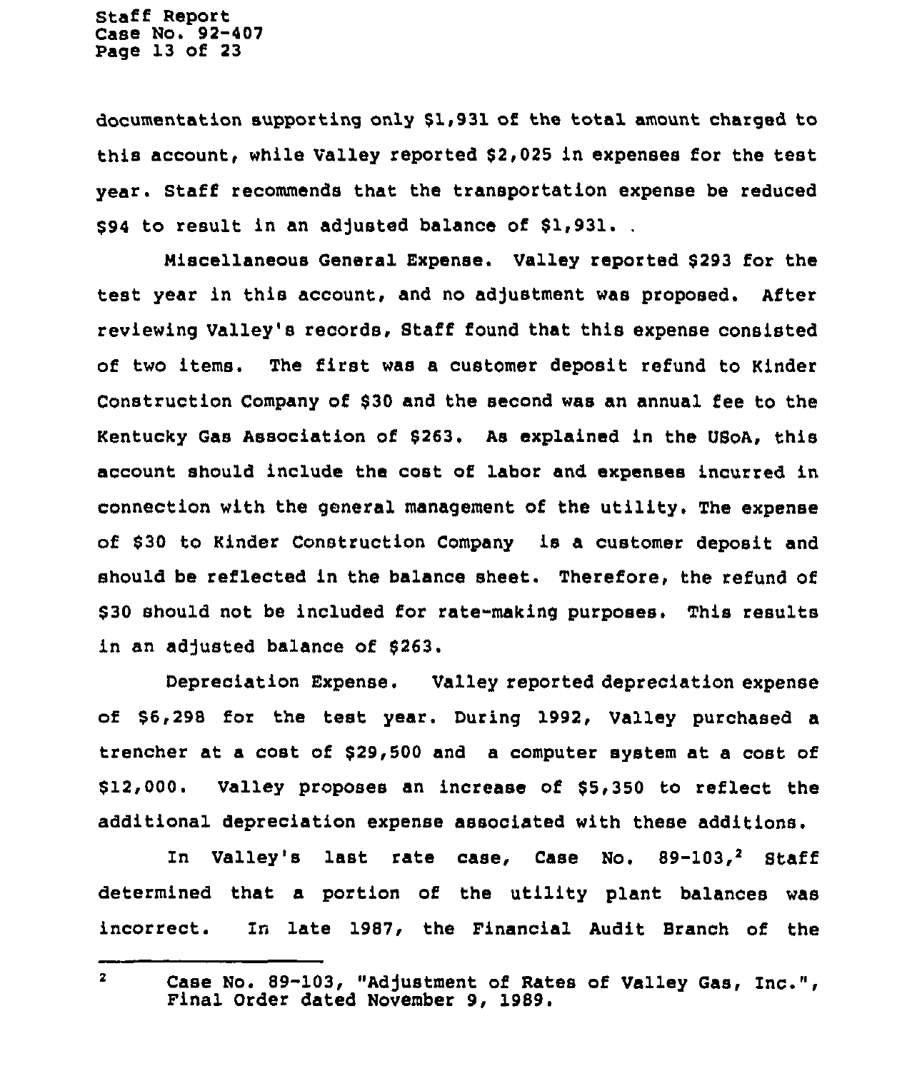documentation supporting only $1,931 of the total amount charged to this account, while Valley reported $2,025 in expenses for the test year. Staff recommends that the transportation expense be reduced $94 to result in an adjusted balance of $1,931. .

Miscellaneous General Expense. Valley reported $293 for the test year in this account, and no adjustment was proposed. After reviewing Valley's records, Staff found that this expense consisted of two items. The first was a customer deposit refund to Kinder Construction Company of $30 and the second was an annual fee to the Kentucky Gas Association of $263. As explained in the USoA, this account should include the cost of labor and expenses incurred in connection with the general management of the utility. The expense of $30 to Kinder Construction Company is a customer deposit and should be reflected in the balance sheet. Therefore, the refund of $30 should not be included for rate-making purposes. This results in an adjusted balance of $263.

Depreciation Expense. Valley reported depreciation expense of $6,298 for the test year. During 1992, Valley purchased a trencher at a cost of $29,500 and a computer system at a cost of $12,000. Valley proposes an increase of $5,350 to reflect the additional depreciation expense associated with these additions.

In Valley's last rate case, Case No. 89-103,[2] Staff determined that a portion of the utility plant balances was incorrect. In late 1987, the Financial Audit Branch of the

[2] Case No. 89-103, "Adjustment of Rates of Valley Gas, Inc.", Final Order dated November 9, 1989.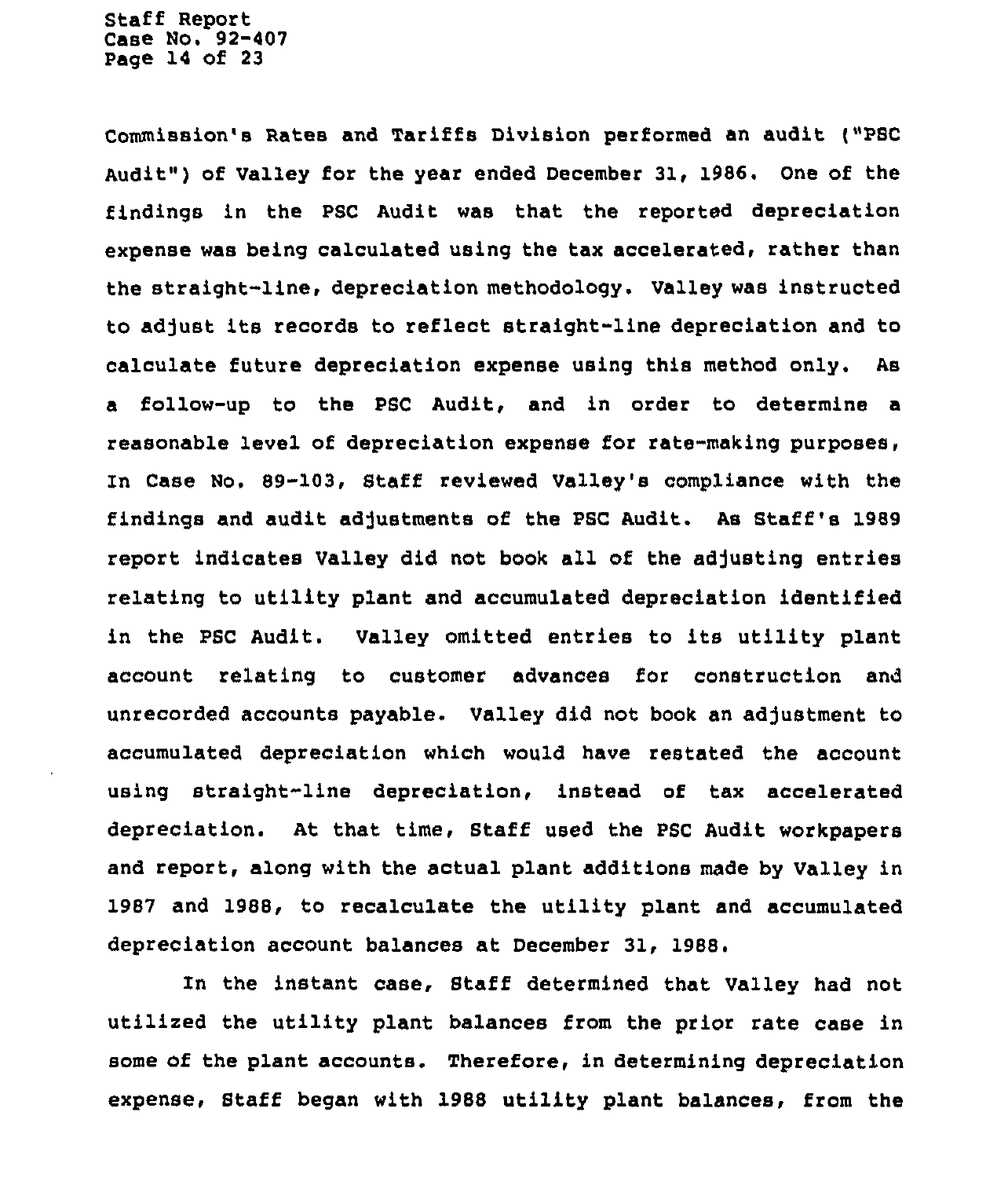Commission's Rates and Tariffs Division performed an audit ("PSC Audit") of Valley for the year ended December 31, 1986. One of the findings in the PSC Audit was that the reported depreciation expense was being calculated using the tax accelerated, rather than the straight-line, depreciation methodology. Valley was instructed to adjust its records to reflect straight-line depreciation and to calculate future depreciation expense using this method only. As a follow-up to the PSC Audit, and in order to determine a reasonable level of depreciation expense for rate-making purposes, In Case No. 89-103, Staff reviewed Valley's compliance with the findings and audit adjustments of the PSC Audit. As Staff's 1989 report indicates Valley did not book all of the adjusting entries relating to utility plant and accumulated depreciation identified in the PSC Audit. Valley omitted entries to its utility plant account relating to customer advances for construction and unrecorded accounts payable. Valley did not book an adjustment to accumulated depreciation which would have restated the account using straight-line depreciation, instead of tax accelerated depreciation. At that time, Staff used the PSC Audit workpapers and report, along with the actual plant additions made by Valley in 1987 and 1988, to recalculate the utility plant and accumulated depreciation account balances at December 31, 1988.

In the instant case, Staff determined that Valley had not utilized the utility plant balances from the prior rate case in some of the plant accounts. Therefore, in determining depreciation expense, Staff began with 1988 utility plant balances, from the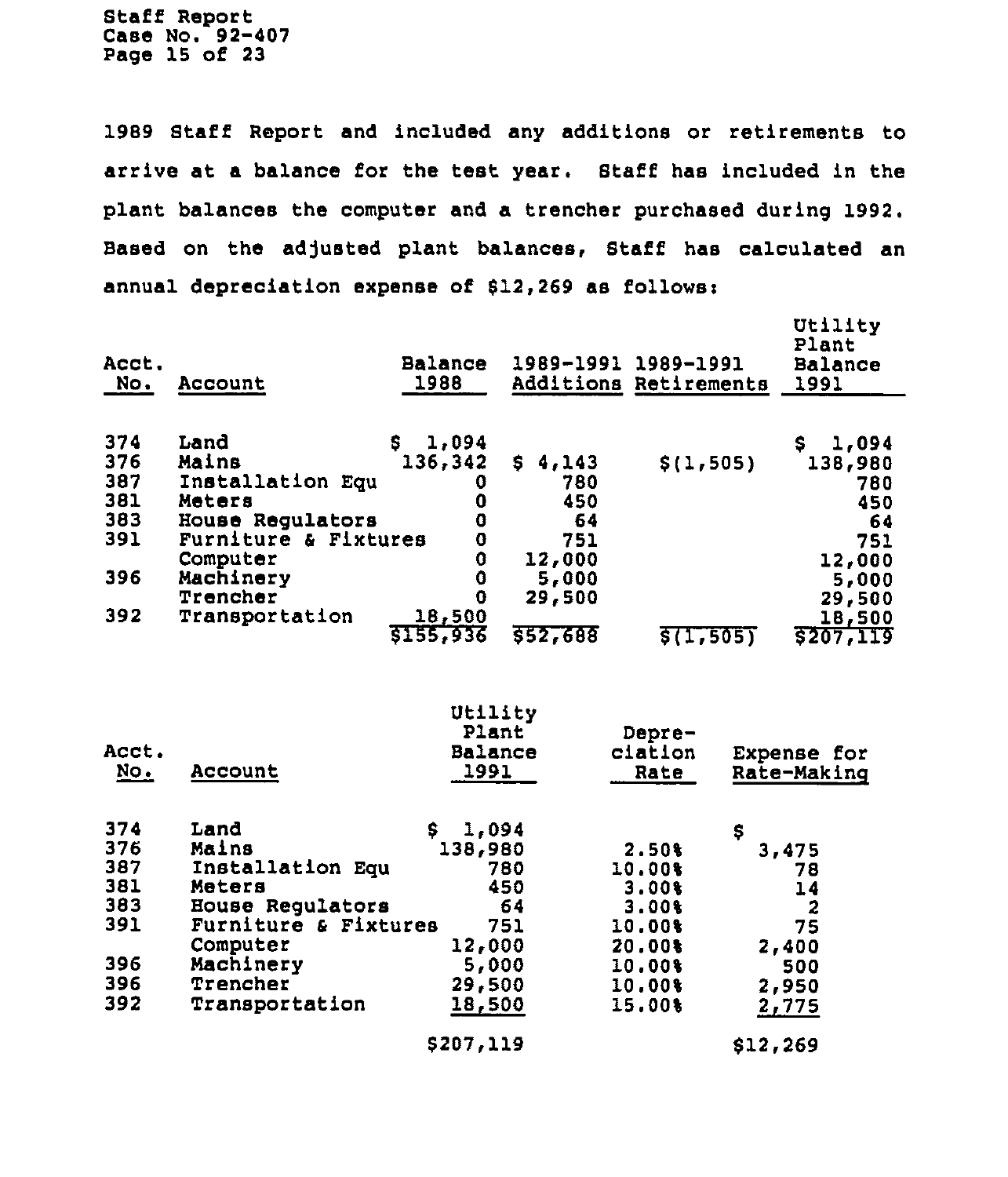1989 Staff Report and included any additions or retirements to arrive at a balance for the test year. Staff has included in the plant balances the computer and a trencher purchased during 1992. Based on the adjusted plant balances, Staff has calculated an annual depreciation expense of $12,269 as follows:

| Acct. No. | Account | Balance 1988 | 1989-1991 Additions | 1989-1991 Retirements | Utility Plant Balance 1991 |
|---|---|---|---|---|---|
| 374 | Land | $ 1,094 | | | $ 1,094 |
| 376 | Mains | 136,342 | $ 4,143 | $(1,505) | 138,980 |
| 387 | Installation Equ | 0 | 780 | | 780 |
| 381 | Meters | 0 | 450 | | 450 |
| 383 | House Regulators | 0 | 64 | | 64 |
| 391 | Furniture & Fixtures | 0 | 751 | | 751 |
| | Computer | 0 | 12,000 | | 12,000 |
| 396 | Machinery | 0 | 5,000 | | 5,000 |
| | Trencher | 0 | 29,500 | | 29,500 |
| 392 | Transportation | 18,500 | | | 18,500 |
| | | $155,936 | $52,688 | $(1,505) | $207,119 |

| Acct. No. | Account | Utility Plant Balance 1991 | Depreciation Rate | Expense for Rate-Making |
|---|---|---|---|---|
| 374 | Land | $ 1,094 | | $ |
| 376 | Mains | 138,980 | 2.50% | 3,475 |
| 387 | Installation Equ | 780 | 10.00% | 78 |
| 381 | Meters | 450 | 3.00% | 14 |
| 383 | House Regulators | 64 | 3.00% | 2 |
| 391 | Furniture & Fixtures | 751 | 10.00% | 75 |
| | Computer | 12,000 | 20.00% | 2,400 |
| 396 | Machinery | 5,000 | 10.00% | 500 |
| 396 | Trencher | 29,500 | 10.00% | 2,950 |
| 392 | Transportation | 18,500 | 15.00% | 2,775 |
| | | $207,119 | | $12,269 |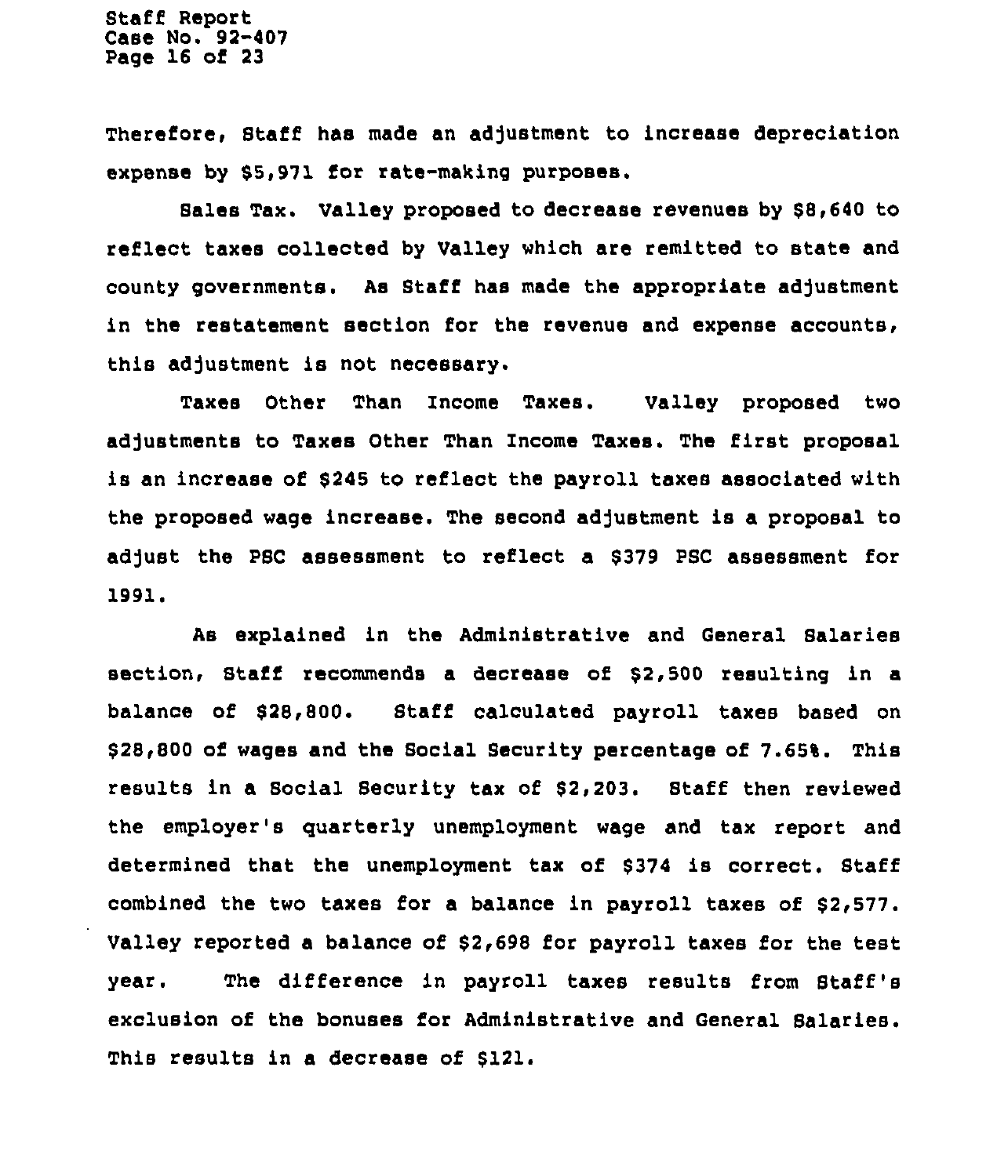Therefore, Staff has made an adjustment to increase depreciation expense by $5,971 for rate-making purposes.

**Sales Tax.** Valley proposed to decrease revenues by $8,640 to reflect taxes collected by Valley which are remitted to state and county governments. As Staff has made the appropriate adjustment in the restatement section for the revenue and expense accounts, this adjustment is not necessary.

**Taxes Other Than Income Taxes.** Valley proposed two adjustments to Taxes Other Than Income Taxes. The first proposal is an increase of $245 to reflect the payroll taxes associated with the proposed wage increase. The second adjustment is a proposal to adjust the PSC assessment to reflect a $379 PSC assessment for 1991.

As explained in the Administrative and General Salaries section, Staff recommends a decrease of $2,500 resulting in a balance of $28,800. Staff calculated payroll taxes based on $28,800 of wages and the Social Security percentage of 7.65%. This results in a Social Security tax of $2,203. Staff then reviewed the employer's quarterly unemployment wage and tax report and determined that the unemployment tax of $374 is correct. Staff combined the two taxes for a balance in payroll taxes of $2,577. Valley reported a balance of $2,698 for payroll taxes for the test year. The difference in payroll taxes results from Staff's exclusion of the bonuses for Administrative and General Salaries. This results in a decrease of $121.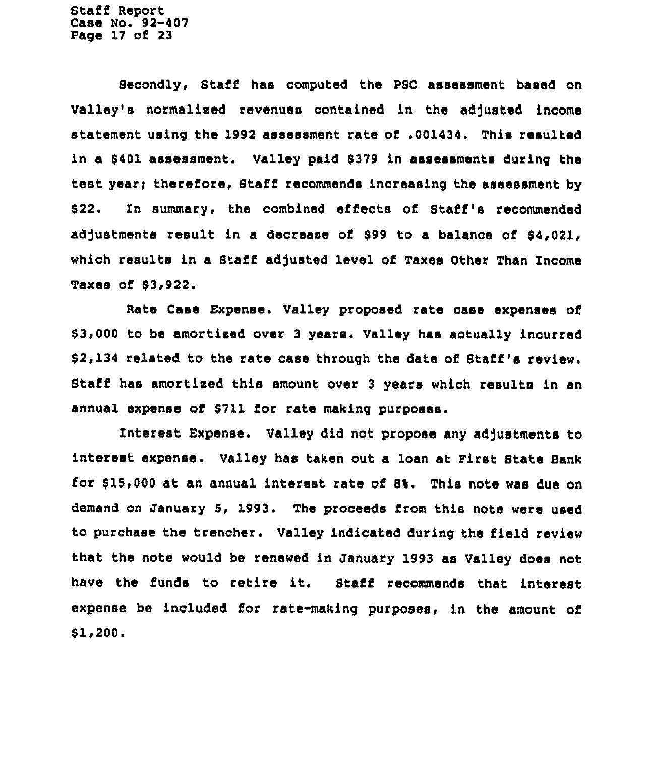Secondly, Staff has computed the PSC assessment based on Valley's normalized revenues contained in the adjusted income statement using the 1992 assessment rate of .001434. This resulted in a $401 assessment. Valley paid $379 in assessments during the test year; therefore, Staff recommends increasing the assessment by $22. In summary, the combined effects of Staff's recommended adjustments result in a decrease of $99 to a balance of $4,021, which results in a Staff adjusted level of Taxes Other Than Income Taxes of $3,922.

Rate Case Expense. Valley proposed rate case expenses of $3,000 to be amortized over 3 years. Valley has actually incurred $2,134 related to the rate case through the date of Staff's review. Staff has amortized this amount over 3 years which results in an annual expense of $711 for rate making purposes.

Interest Expense. Valley did not propose any adjustments to interest expense. Valley has taken out a loan at First State Bank for $15,000 at an annual interest rate of 8%. This note was due on demand on January 5, 1993. The proceeds from this note were used to purchase the trencher. Valley indicated during the field review that the note would be renewed in January 1993 as Valley does not have the funds to retire it. Staff recommends that interest expense be included for rate-making purposes, in the amount of $1,200.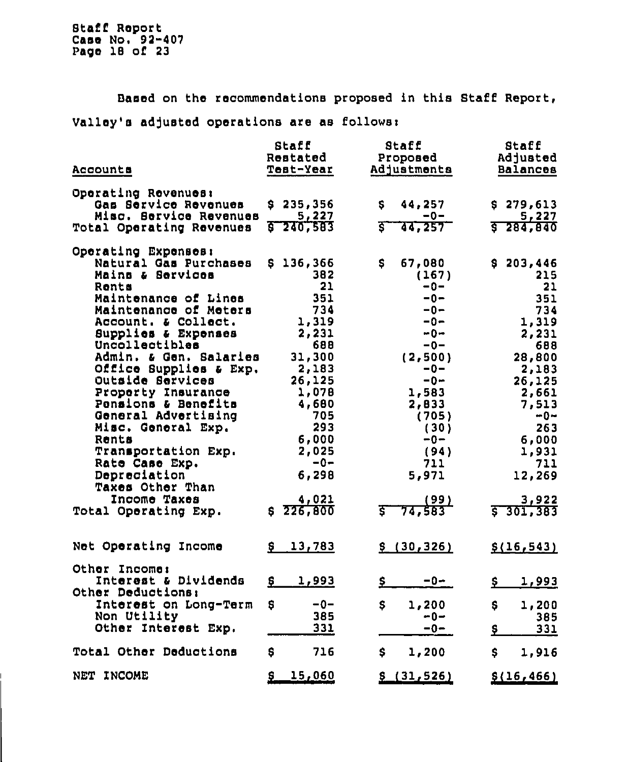Based on the recommendations proposed in this Staff Report, Valley's adjusted operations are as follows:

| Accounts | Staff Restated Test-Year | Staff Proposed Adjustments | Staff Adjusted Balances |
|---|---|---|---|
| Operating Revenues: | | | |
| Gas Service Revenues | $ 235,356 | $ 44,257 | $ 279,613 |
| Misc. Service Revenues | 5,227 | -0- | 5,227 |
| Total Operating Revenues | $ 240,583 | $ 44,257 | $ 284,840 |
| Operating Expenses: | | | |
| Natural Gas Purchases | $ 136,366 | $ 67,080 | $ 203,446 |
| Mains & Services | 382 | (167) | 215 |
| Rents | 21 | -0- | 21 |
| Maintenance of Lines | 351 | -0- | 351 |
| Maintenance of Meters | 734 | -0- | 734 |
| Account. & Collect. | 1,319 | -0- | 1,319 |
| Supplies & Expenses | 2,231 | -0- | 2,231 |
| Uncollectibles | 688 | -0- | 688 |
| Admin. & Gen. Salaries | 31,300 | (2,500) | 28,800 |
| Office Supplies & Exp. | 2,183 | -0- | 2,183 |
| Outside Services | 26,125 | -0- | 26,125 |
| Property Insurance | 1,078 | 1,583 | 2,661 |
| Pensions & Benefits | 4,680 | 2,833 | 7,513 |
| General Advertising | 705 | (705) | -0- |
| Misc. General Exp. | 293 | (30) | 263 |
| Rents | 6,000 | -0- | 6,000 |
| Transportation Exp. | 2,025 | (94) | 1,931 |
| Rate Case Exp. | -0- | 711 | 711 |
| Depreciation | 6,298 | 5,971 | 12,269 |
| Taxes Other Than Income Taxes | 4,021 | (99) | 3,922 |
| Total Operating Exp. | $ 226,800 | $ 74,583 | $ 301,383 |
| Net Operating Income | $ 13,783 | $ (30,326) | $(16,543) |
| Other Income: | | | |
| Interest & Dividends | $ 1,993 | $ -0- | $ 1,993 |
| Other Deductions: | | | |
| Interest on Long-Term | $ -0- | $ 1,200 | $ 1,200 |
| Non Utility | 385 | -0- | 385 |
| Other Interest Exp. | 331 | -0- | $ 331 |
| Total Other Deductions | $ 716 | $ 1,200 | $ 1,916 |
| NET INCOME | $ 15,060 | $ (31,526) | $(16,466) |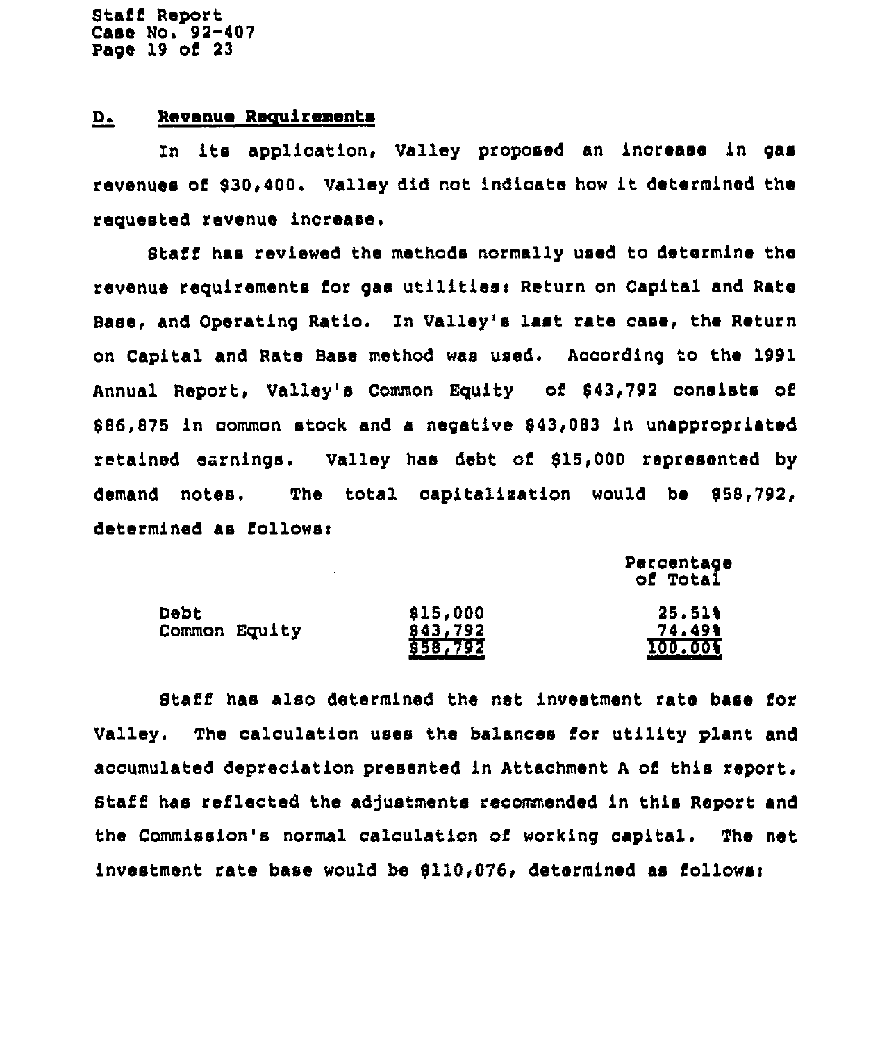## D. Revenue Requirements

In its application, Valley proposed an increase in gas revenues of $30,400. Valley did not indicate how it determined the requested revenue increase.

Staff has reviewed the methods normally used to determine the revenue requirements for gas utilities: Return on Capital and Rate Base, and Operating Ratio. In Valley's last rate case, the Return on Capital and Rate Base method was used. According to the 1991 Annual Report, Valley's Common Equity of $43,792 consists of $86,875 in common stock and a negative $43,083 in unappropriated retained earnings. Valley has debt of $15,000 represented by demand notes. The total capitalization would be $58,792, determined as follows:

| | | Percentage of Total |
|---|---|---|
| Debt | $15,000 | 25.51% |
| Common Equity | $43,792 | 74.49% |
| | $58,792 | 100.00% |

Staff has also determined the net investment rate base for Valley. The calculation uses the balances for utility plant and accumulated depreciation presented in Attachment A of this report. Staff has reflected the adjustments recommended in this Report and the Commission's normal calculation of working capital. The net investment rate base would be $110,076, determined as follows: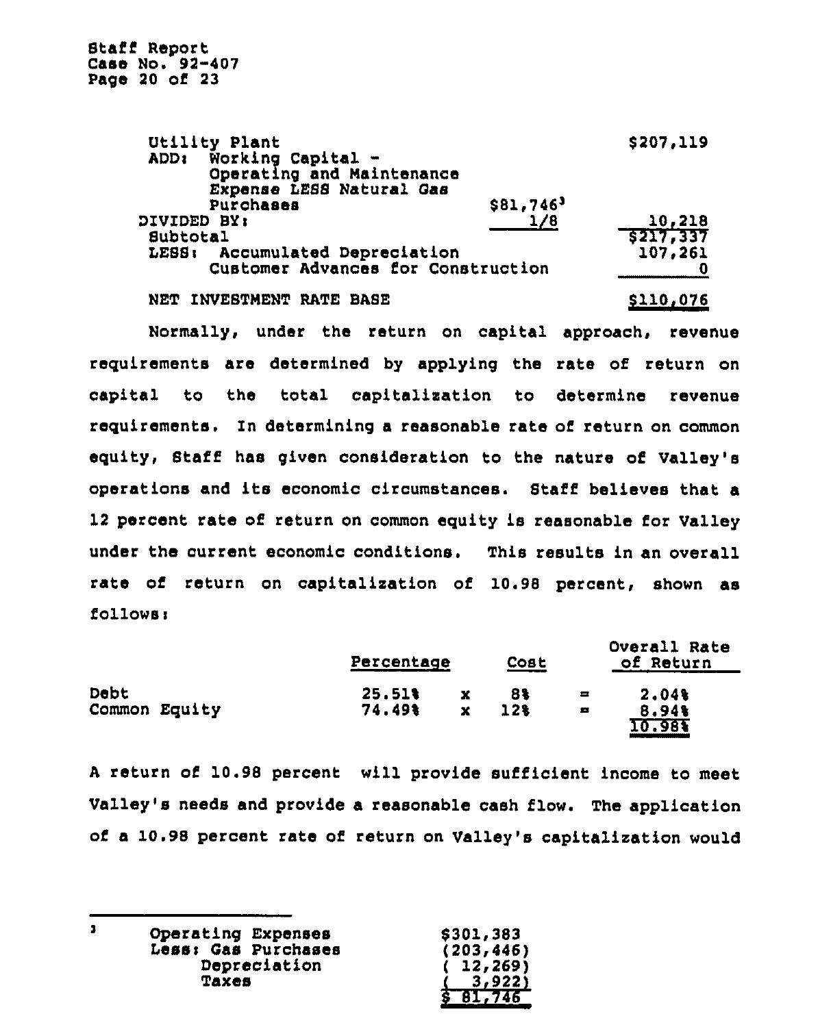| | | |
|---|---|---|
| Utility Plant | | $207,119 |
| ADD: Working Capital - Operating and Maintenance Expense LESS Natural Gas Purchases | $81,746[3] | |
| DIVIDED BY: | 1/8 | 10,218 |
| Subtotal | | $217,337 |
| LESS: Accumulated Depreciation | | 107,261 |
| Customer Advances for Construction | | 0 |
| NET INVESTMENT RATE BASE | | $110,076 |

Normally, under the return on capital approach, revenue requirements are determined by applying the rate of return on capital to the total capitalization to determine revenue requirements. In determining a reasonable rate of return on common equity, Staff has given consideration to the nature of Valley's operations and its economic circumstances. Staff believes that a 12 percent rate of return on common equity is reasonable for Valley under the current economic conditions. This results in an overall rate of return on capitalization of 10.98 percent, shown as follows:

| | Percentage | | Cost | | Overall Rate of Return |
|---|---|---|---|---|---|
| Debt | 25.51% | x | 8% | = | 2.04% |
| Common Equity | 74.49% | x | 12% | = | 8.94% |
| | | | | | 10.98% |

A return of 10.98 percent will provide sufficient income to meet Valley's needs and provide a reasonable cash flow. The application of a 10.98 percent rate of return on Valley's capitalization would

---

[3]

| | |
|---|---|
| Operating Expenses | $301,383 |
| Less: Gas Purchases | (203,446) |
| Depreciation | ( 12,269) |
| Taxes | ( 3,922) |
| | $ 81,746 |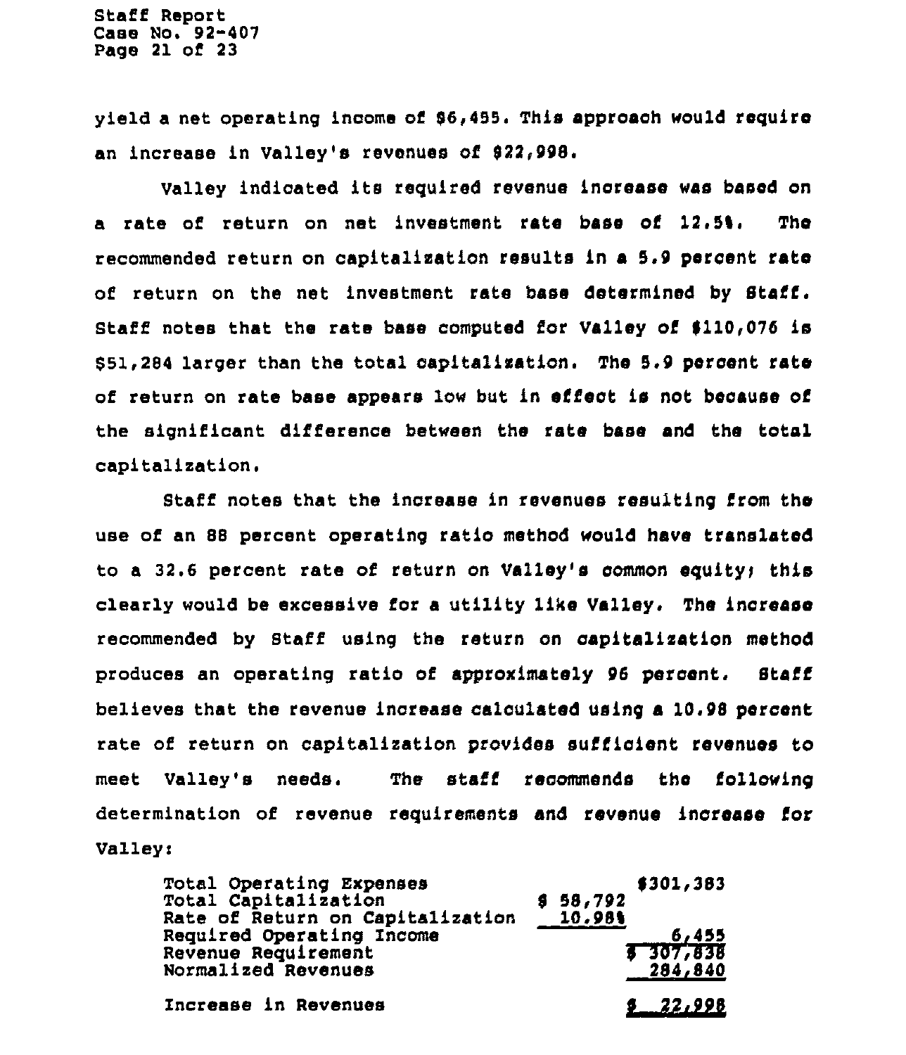yield a net operating income of $6,455. This approach would require an increase in Valley's revenues of $22,998.

Valley indicated its required revenue increase was based on a rate of return on net investment rate base of 12.5%. The recommended return on capitalization results in a 5.9 percent rate of return on the net investment rate base determined by Staff. Staff notes that the rate base computed for Valley of $110,076 is $51,284 larger than the total capitalization. The 5.9 percent rate of return on rate base appears low but in effect is not because of the significant difference between the rate base and the total capitalization.

Staff notes that the increase in revenues resulting from the use of an 88 percent operating ratio method would have translated to a 32.6 percent rate of return on Valley's common equity; this clearly would be excessive for a utility like Valley. The increase recommended by Staff using the return on capitalization method produces an operating ratio of approximately 96 percent. Staff believes that the revenue increase calculated using a 10.98 percent rate of return on capitalization provides sufficient revenues to meet Valley's needs. The staff recommends the following determination of revenue requirements and revenue increase for Valley:

| | | |
|---|---|---|
| Total Operating Expenses | | $301,383 |
| Total Capitalization | $ 58,792 | |
| Rate of Return on Capitalization | 10.98% | |
| Required Operating Income | | 6,455 |
| Revenue Requirement | | $ 307,838 |
| Normalized Revenues | | 284,840 |
| Increase in Revenues | | $ 22,998 |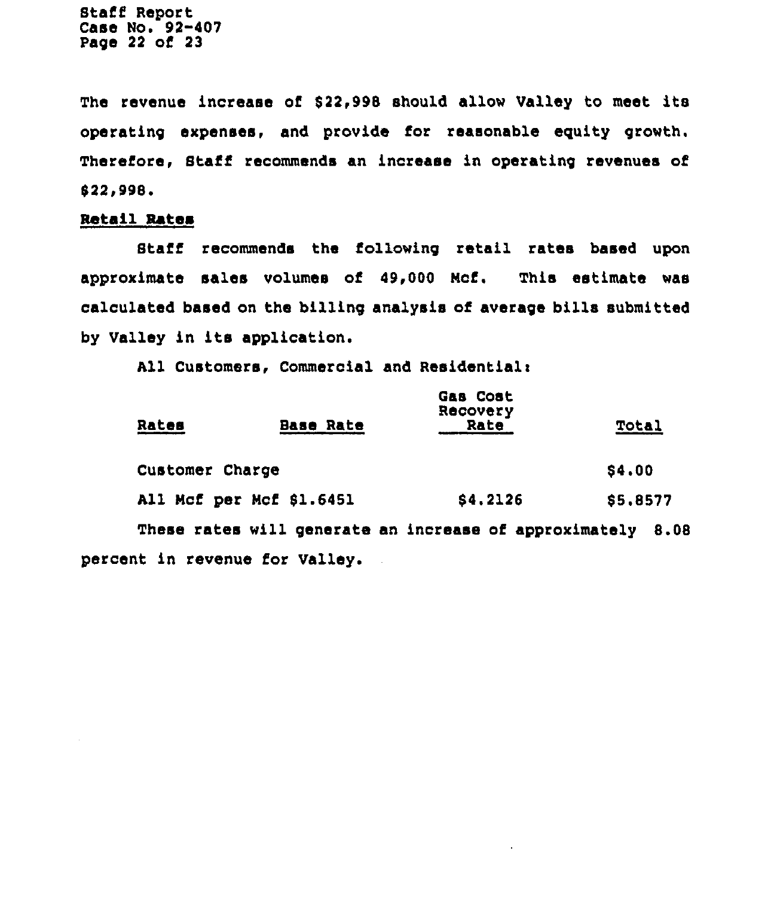The revenue increase of $22,998 should allow Valley to meet its operating expenses, and provide for reasonable equity growth. Therefore, Staff recommends an increase in operating revenues of $22,998.

**Retail Rates**

Staff recommends the following retail rates based upon approximate sales volumes of 49,000 Mcf. This estimate was calculated based on the billing analysis of average bills submitted by Valley in its application.

All Customers, Commercial and Residential:

| Rates | Base Rate | Gas Cost Recovery Rate | Total |
|---|---|---|---|
| Customer Charge | | | $4.00 |
| All Mcf per Mcf | $1.6451 | $4.2126 | $5.8577 |

These rates will generate an increase of approximately 8.08 percent in revenue for Valley.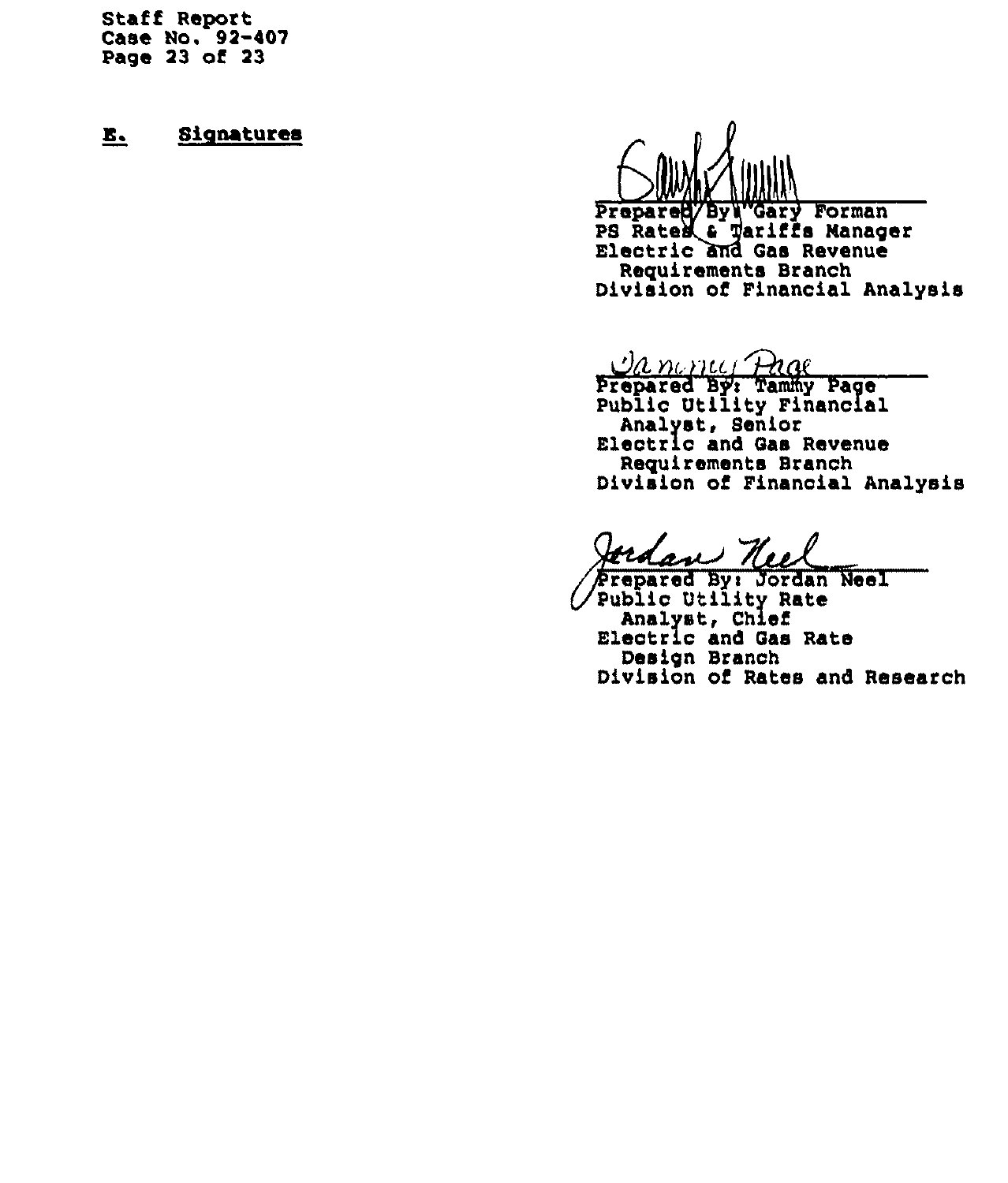## E. Signatures

Prepared By: Gary Forman
PS Rates & Tariffs Manager
Electric and Gas Revenue
Requirements Branch
Division of Financial Analysis

Prepared By: Tammy Page
Public Utility Financial
Analyst, Senior
Electric and Gas Revenue
Requirements Branch
Division of Financial Analysis

Prepared By: Jordan Neel
Public Utility Rate
Analyst, Chief
Electric and Gas Rate
Design Branch
Division of Rates and Research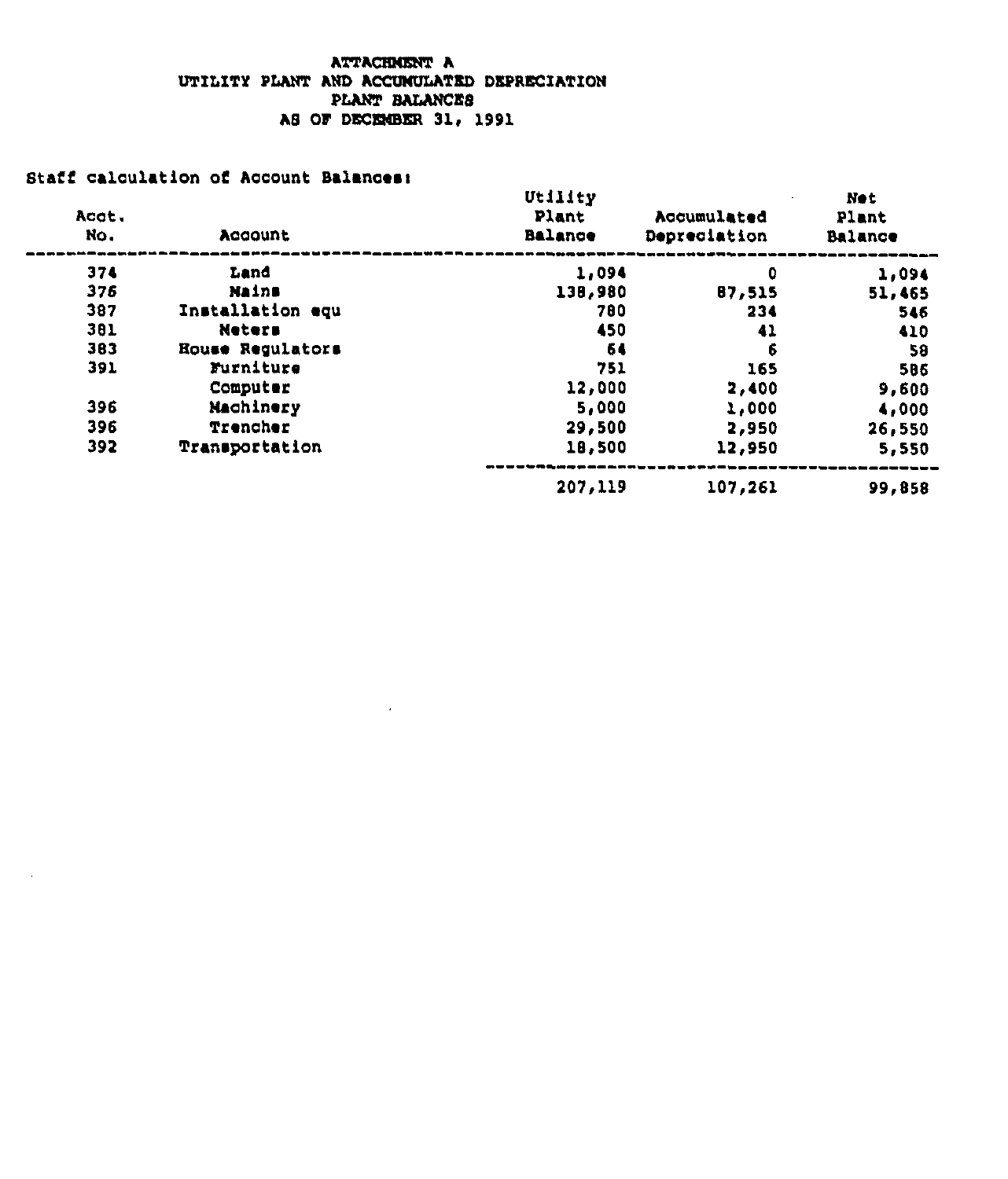# ATTACHMENT A
## UTILITY PLANT AND ACCUMULATED DEPRECIATION
## PLANT BALANCES
## AS OF DECEMBER 31, 1991

Staff calculation of Account Balances:

| Acct. No. | Account | Utility Plant Balance | Accumulated Depreciation | Net Plant Balance |
|---|---|---|---|---|
| 374 | Land | 1,094 | 0 | 1,094 |
| 376 | Mains | 138,980 | 87,515 | 51,465 |
| 387 | Installation equ | 780 | 234 | 546 |
| 381 | Meters | 450 | 41 | 410 |
| 383 | House Regulators | 64 | 6 | 58 |
| 391 | Furniture | 751 | 165 | 586 |
| | Computer | 12,000 | 2,400 | 9,600 |
| 396 | Machinery | 5,000 | 1,000 | 4,000 |
| 396 | Trencher | 29,500 | 2,950 | 26,550 |
| 392 | Transportation | 18,500 | 12,950 | 5,550 |
| | | 207,119 | 107,261 | 99,858 |